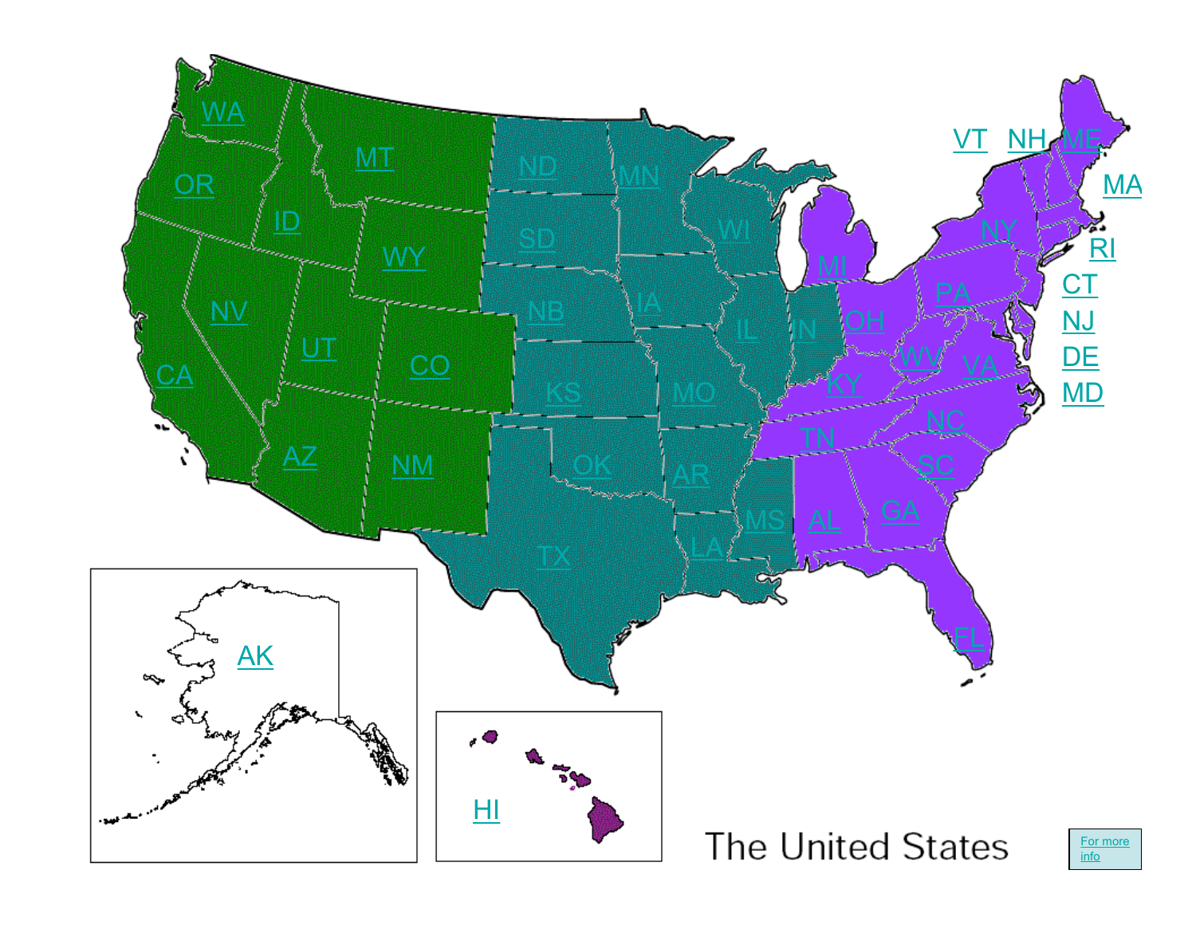WA OR ID MT WY ND MN SD NB IA WI MI NV UT CO CA AZ NM KS MO IL IN OH KY OK AR TN TX LA MS AL GA SC NC VA WV PA NY VT NH ME MA RI CT NJ DE MD FL AK HI

# The United States

For more info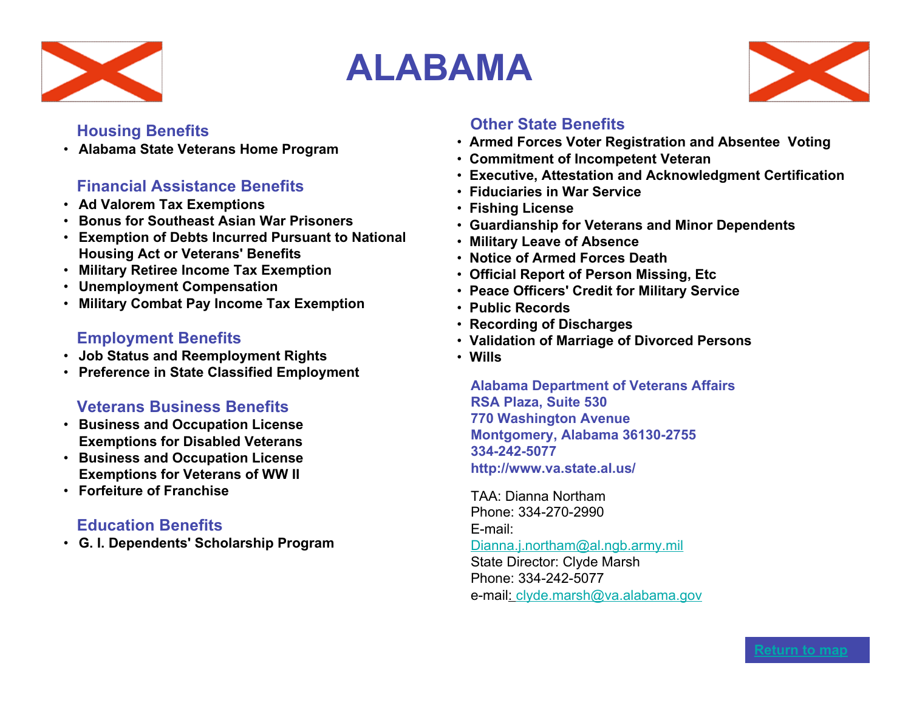# ALABAMA

## Housing Benefits

- **Alabama State Veterans Home Program**

## Financial Assistance Benefits

- **Ad Valorem Tax Exemptions**
- **Bonus for Southeast Asian War Prisoners**
- **Exemption of Debts Incurred Pursuant to National Housing Act or Veterans' Benefits**
- **Military Retiree Income Tax Exemption**
- **Unemployment Compensation**
- **Military Combat Pay Income Tax Exemption**

## Employment Benefits

- **Job Status and Reemployment Rights**
- **Preference in State Classified Employment**

## Veterans Business Benefits

- **Business and Occupation License Exemptions for Disabled Veterans**
- **Business and Occupation License Exemptions for Veterans of WW II**
- **Forfeiture of Franchise**

## Education Benefits

- **G. I. Dependents' Scholarship Program**

## Other State Benefits

- **Armed Forces Voter Registration and Absentee Voting**
- **Commitment of Incompetent Veteran**
- **Executive, Attestation and Acknowledgment Certification**
- **Fiduciaries in War Service**
- **Fishing License**
- **Guardianship for Veterans and Minor Dependents**
- **Military Leave of Absence**
- **Notice of Armed Forces Death**
- **Official Report of Person Missing, Etc**
- **Peace Officers' Credit for Military Service**
- **Public Records**
- **Recording of Discharges**
- **Validation of Marriage of Divorced Persons**
- **Wills**

**Alabama Department of Veterans Affairs**
**RSA Plaza, Suite 530**
**770 Washington Avenue**
**Montgomery, Alabama 36130-2755**
**334-242-5077**
**http://www.va.state.al.us/**

TAA: Dianna Northam
Phone: 334-270-2990
E-mail:
Dianna.j.northam@al.ngb.army.mil
State Director: Clyde Marsh
Phone: 334-242-5077
e-mail: clyde.marsh@va.alabama.gov

Return to map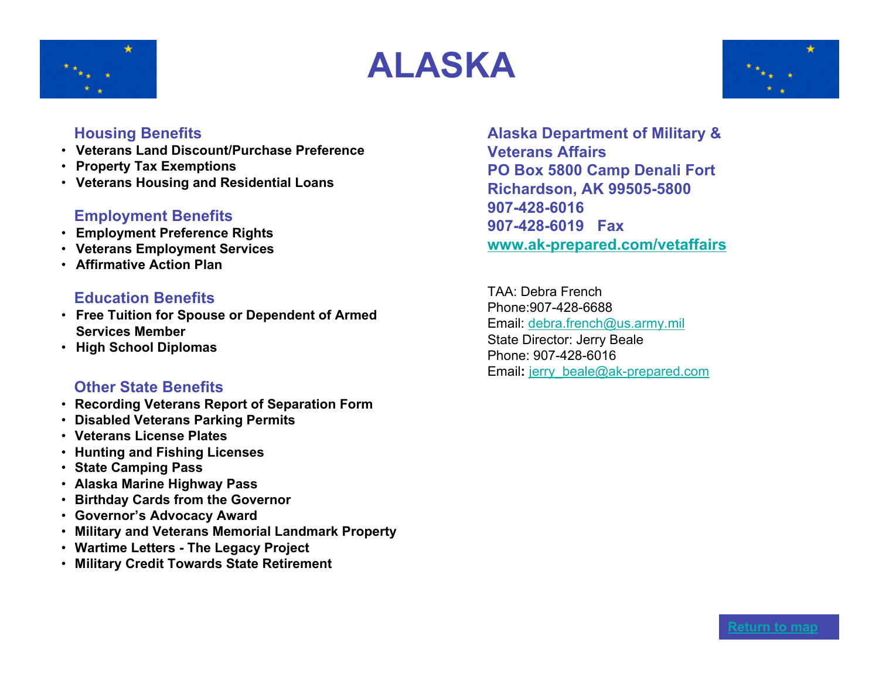# ALASKA

## Housing Benefits

- **Veterans Land Discount/Purchase Preference**
- **Property Tax Exemptions**
- **Veterans Housing and Residential Loans**

## Employment Benefits

- **Employment Preference Rights**
- **Veterans Employment Services**
- **Affirmative Action Plan**

## Education Benefits

- **Free Tuition for Spouse or Dependent of Armed Services Member**
- **High School Diplomas**

## Other State Benefits

- **Recording Veterans Report of Separation Form**
- **Disabled Veterans Parking Permits**
- **Veterans License Plates**
- **Hunting and Fishing Licenses**
- **State Camping Pass**
- **Alaska Marine Highway Pass**
- **Birthday Cards from the Governor**
- **Governor's Advocacy Award**
- **Military and Veterans Memorial Landmark Property**
- **Wartime Letters - The Legacy Project**
- **Military Credit Towards State Retirement**

**Alaska Department of Military & Veterans Affairs**
**PO Box 5800 Camp Denali Fort Richardson, AK 99505-5800**
**907-428-6016**
**907-428-6019 Fax**
**www.ak-prepared.com/vetaffairs**

TAA: Debra French
Phone:907-428-6688
Email: debra.french@us.army.mil
State Director: Jerry Beale
Phone: 907-428-6016
Email: jerry_beale@ak-prepared.com

Return to map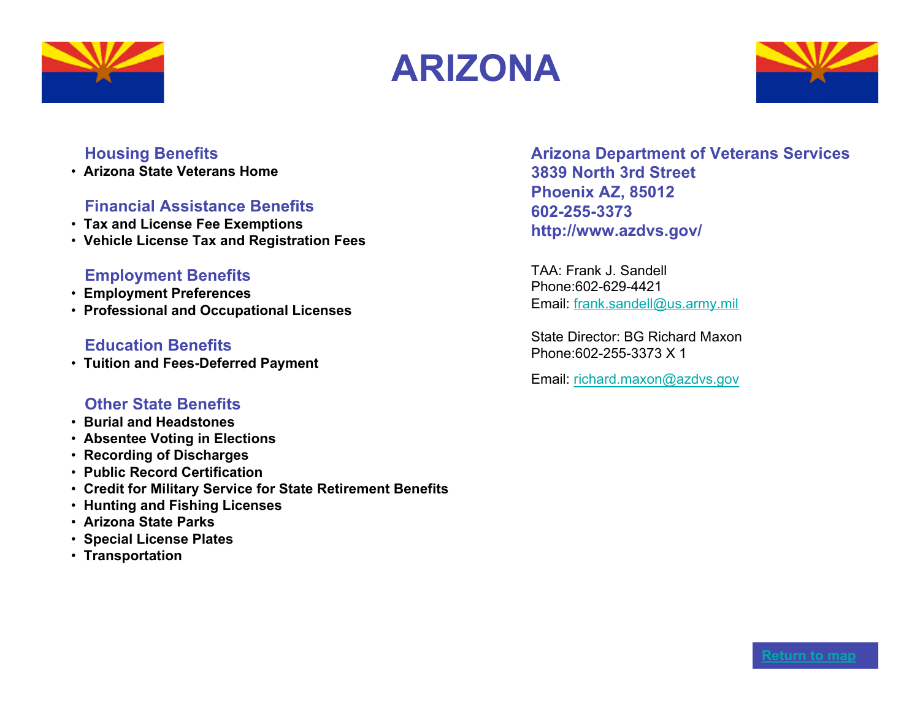# ARIZONA

## Housing Benefits

- **Arizona State Veterans Home**

## Financial Assistance Benefits

- **Tax and License Fee Exemptions**
- **Vehicle License Tax and Registration Fees**

## Employment Benefits

- **Employment Preferences**
- **Professional and Occupational Licenses**

## Education Benefits

- **Tuition and Fees-Deferred Payment**

## Other State Benefits

- **Burial and Headstones**
- **Absentee Voting in Elections**
- **Recording of Discharges**
- **Public Record Certification**
- **Credit for Military Service for State Retirement Benefits**
- **Hunting and Fishing Licenses**
- **Arizona State Parks**
- **Special License Plates**
- **Transportation**

**Arizona Department of Veterans Services**
**3839 North 3rd Street**
**Phoenix AZ, 85012**
**602-255-3373**
**http://www.azdvs.gov/**

TAA: Frank J. Sandell
Phone:602-629-4421
Email: frank.sandell@us.army.mil

State Director: BG Richard Maxon
Phone:602-255-3373 X 1

Email: richard.maxon@azdvs.gov

Return to map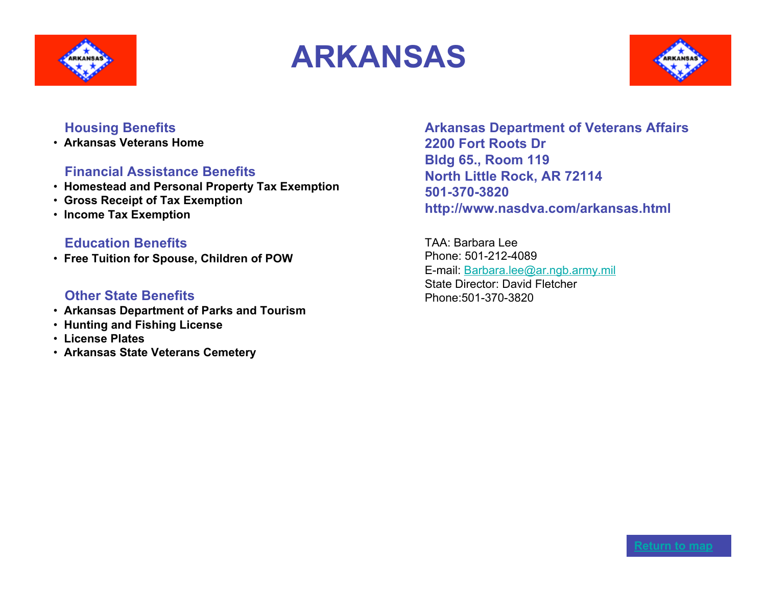# ARKANSAS

### Housing Benefits

- **Arkansas Veterans Home**

### Financial Assistance Benefits

- **Homestead and Personal Property Tax Exemption**
- **Gross Receipt of Tax Exemption**
- **Income Tax Exemption**

### Education Benefits

- **Free Tuition for Spouse, Children of POW**

### Other State Benefits

- **Arkansas Department of Parks and Tourism**
- **Hunting and Fishing License**
- **License Plates**
- **Arkansas State Veterans Cemetery**

**Arkansas Department of Veterans Affairs**
**2200 Fort Roots Dr**
**Bldg 65., Room 119**
**North Little Rock, AR 72114**
**501-370-3820**
**http://www.nasdva.com/arkansas.html**

TAA: Barbara Lee
Phone: 501-212-4089
E-mail: Barbara.lee@ar.ngb.army.mil
State Director: David Fletcher
Phone:501-370-3820

Return to map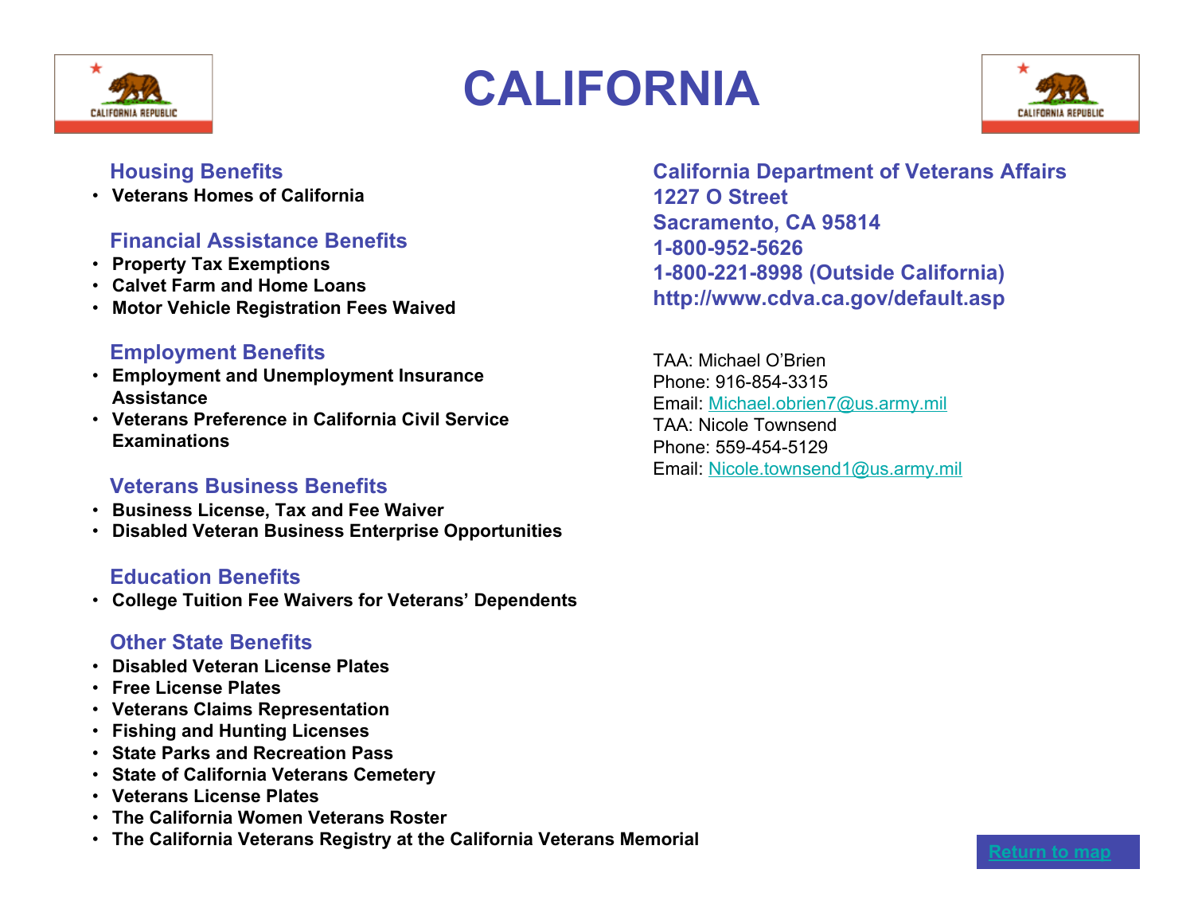# CALIFORNIA

## Housing Benefits

- **Veterans Homes of California**

## Financial Assistance Benefits

- **Property Tax Exemptions**
- **Calvet Farm and Home Loans**
- **Motor Vehicle Registration Fees Waived**

## Employment Benefits

- **Employment and Unemployment Insurance Assistance**
- **Veterans Preference in California Civil Service Examinations**

## Veterans Business Benefits

- **Business License, Tax and Fee Waiver**
- **Disabled Veteran Business Enterprise Opportunities**

## Education Benefits

- **College Tuition Fee Waivers for Veterans' Dependents**

## Other State Benefits

- **Disabled Veteran License Plates**
- **Free License Plates**
- **Veterans Claims Representation**
- **Fishing and Hunting Licenses**
- **State Parks and Recreation Pass**
- **State of California Veterans Cemetery**
- **Veterans License Plates**
- **The California Women Veterans Roster**
- **The California Veterans Registry at the California Veterans Memorial**

**California Department of Veterans Affairs**
**1227 O Street**
**Sacramento, CA 95814**
**1-800-952-5626**
**1-800-221-8998 (Outside California)**
**http://www.cdva.ca.gov/default.asp**

TAA: Michael O'Brien
Phone: 916-854-3315
Email: Michael.obrien7@us.army.mil
TAA: Nicole Townsend
Phone: 559-454-5129
Email: Nicole.townsend1@us.army.mil

Return to map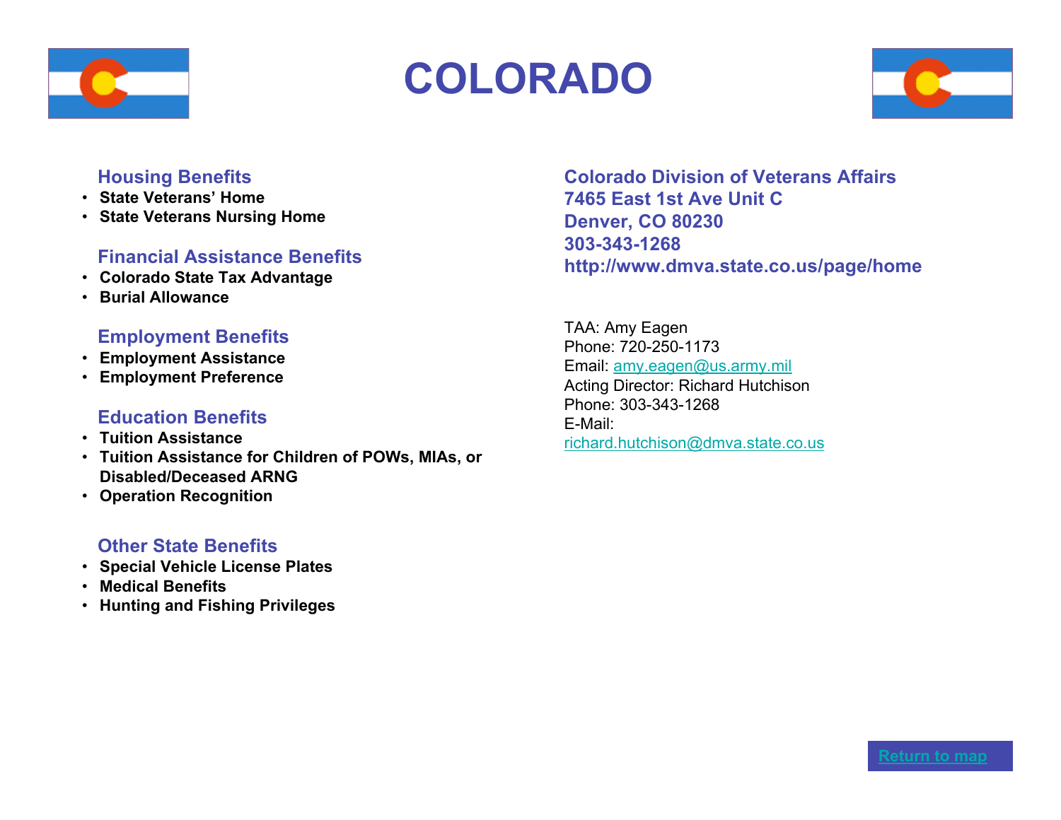# COLORADO

## Housing Benefits

- State Veterans' Home
- State Veterans Nursing Home

## Financial Assistance Benefits

- Colorado State Tax Advantage
- Burial Allowance

## Employment Benefits

- Employment Assistance
- Employment Preference

## Education Benefits

- Tuition Assistance
- Tuition Assistance for Children of POWs, MIAs, or Disabled/Deceased ARNG
- Operation Recognition

## Other State Benefits

- Special Vehicle License Plates
- Medical Benefits
- Hunting and Fishing Privileges

**Colorado Division of Veterans Affairs**
**7465 East 1st Ave Unit C**
**Denver, CO 80230**
**303-343-1268**
**http://www.dmva.state.co.us/page/home**

TAA: Amy Eagen
Phone: 720-250-1173
Email: amy.eagen@us.army.mil
Acting Director: Richard Hutchison
Phone: 303-343-1268
E-Mail:
richard.hutchison@dmva.state.co.us

Return to map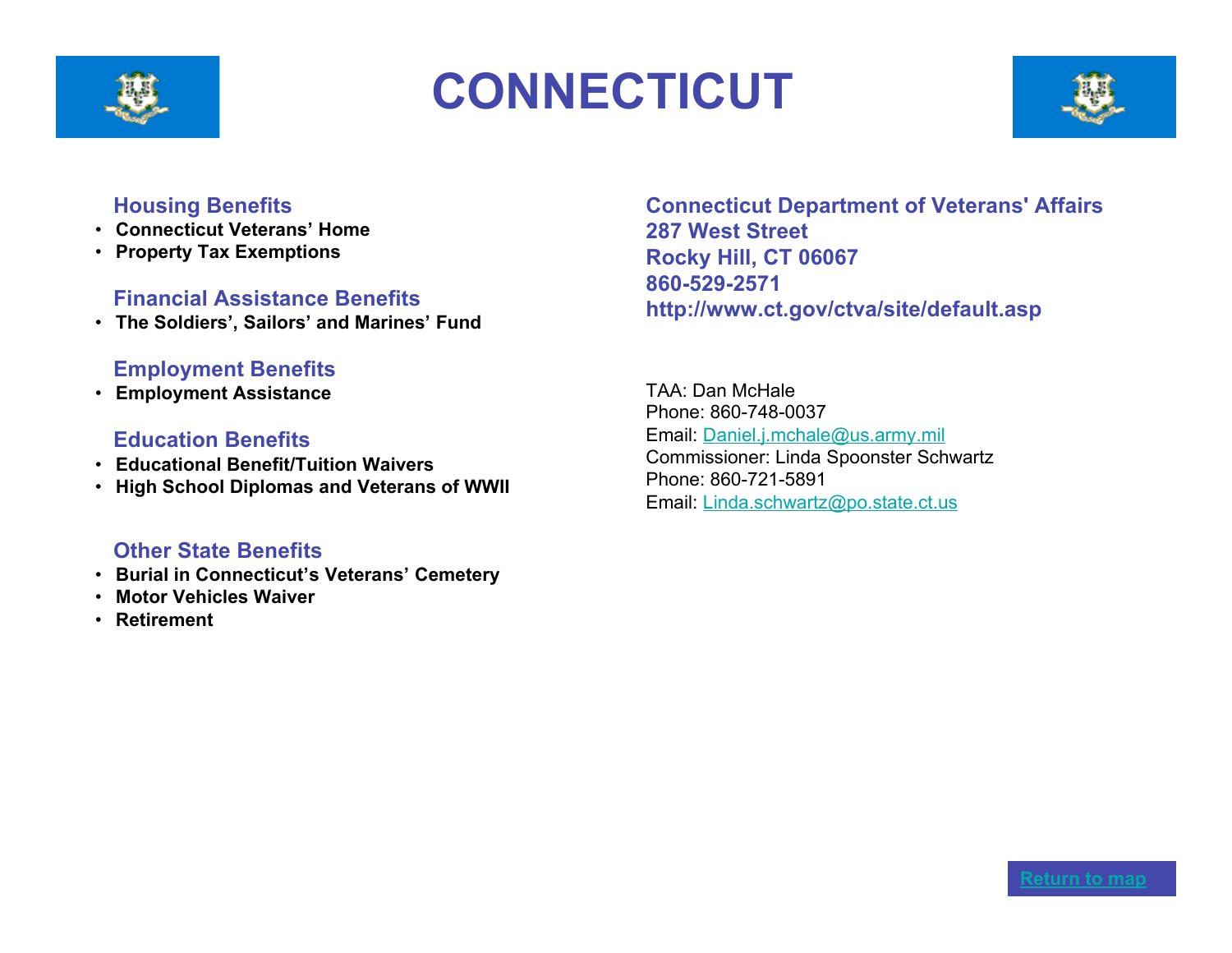# CONNECTICUT

## Housing Benefits

- **Connecticut Veterans' Home**
- **Property Tax Exemptions**

## Financial Assistance Benefits

- **The Soldiers', Sailors' and Marines' Fund**

## Employment Benefits

- **Employment Assistance**

## Education Benefits

- **Educational Benefit/Tuition Waivers**
- **High School Diplomas and Veterans of WWII**

## Other State Benefits

- **Burial in Connecticut's Veterans' Cemetery**
- **Motor Vehicles Waiver**
- **Retirement**

**Connecticut Department of Veterans' Affairs**
**287 West Street**
**Rocky Hill, CT 06067**
**860-529-2571**
**http://www.ct.gov/ctva/site/default.asp**

TAA: Dan McHale
Phone: 860-748-0037
Email: Daniel.j.mchale@us.army.mil
Commissioner: Linda Spoonster Schwartz
Phone: 860-721-5891
Email: Linda.schwartz@po.state.ct.us

Return to map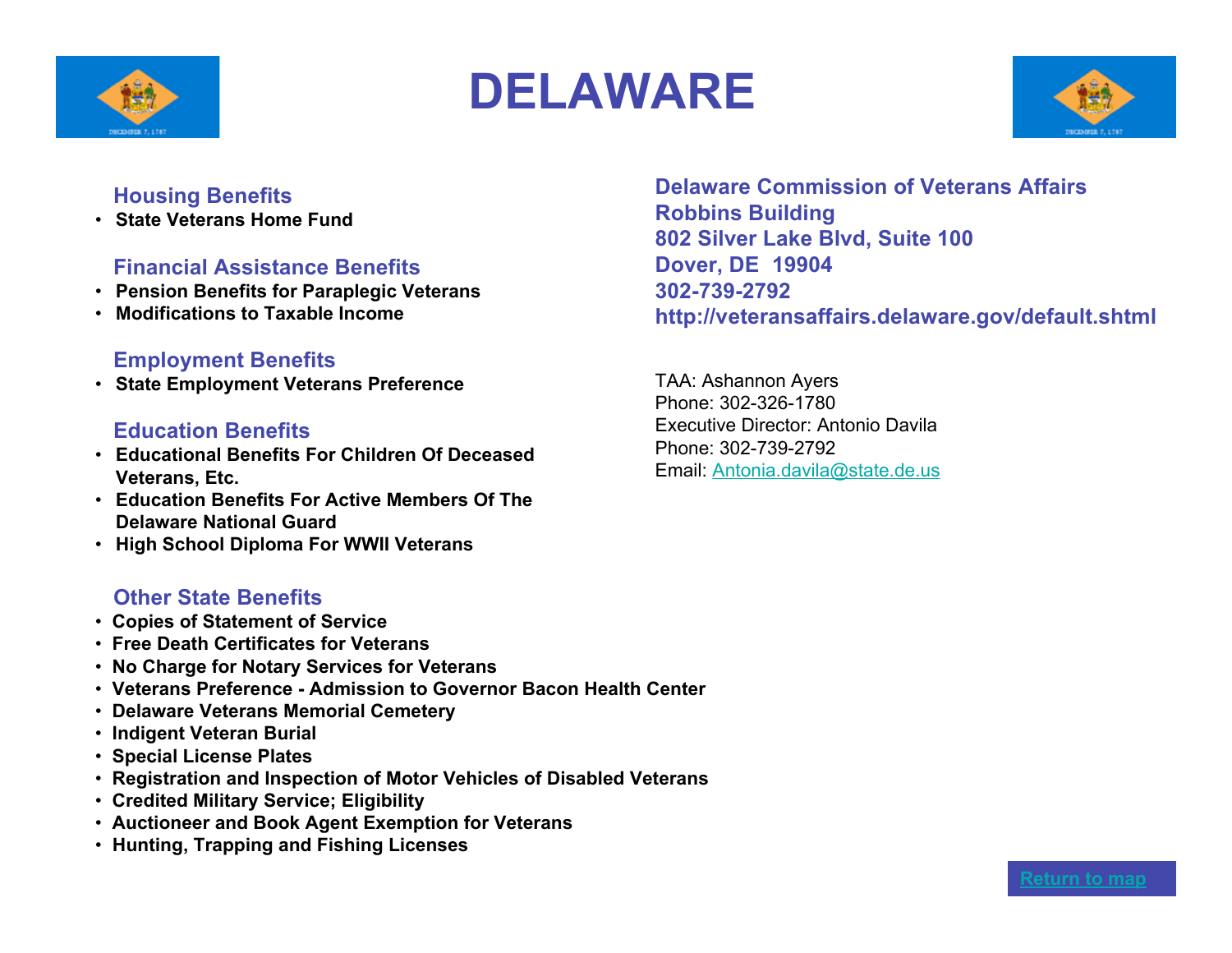# DELAWARE

### Housing Benefits

- State Veterans Home Fund

### Financial Assistance Benefits

- Pension Benefits for Paraplegic Veterans
- Modifications to Taxable Income

### Employment Benefits

- State Employment Veterans Preference

### Education Benefits

- Educational Benefits For Children Of Deceased Veterans, Etc.
- Education Benefits For Active Members Of The Delaware National Guard
- High School Diploma For WWII Veterans

### Other State Benefits

- Copies of Statement of Service
- Free Death Certificates for Veterans
- No Charge for Notary Services for Veterans
- Veterans Preference - Admission to Governor Bacon Health Center
- Delaware Veterans Memorial Cemetery
- Indigent Veteran Burial
- Special License Plates
- Registration and Inspection of Motor Vehicles of Disabled Veterans
- Credited Military Service; Eligibility
- Auctioneer and Book Agent Exemption for Veterans
- Hunting, Trapping and Fishing Licenses

**Delaware Commission of Veterans Affairs**
**Robbins Building**
**802 Silver Lake Blvd, Suite 100**
**Dover, DE 19904**
**302-739-2792**
**http://veteransaffairs.delaware.gov/default.shtml**

TAA: Ashannon Ayers
Phone: 302-326-1780
Executive Director: Antonio Davila
Phone: 302-739-2792
Email: Antonia.davila@state.de.us

Return to map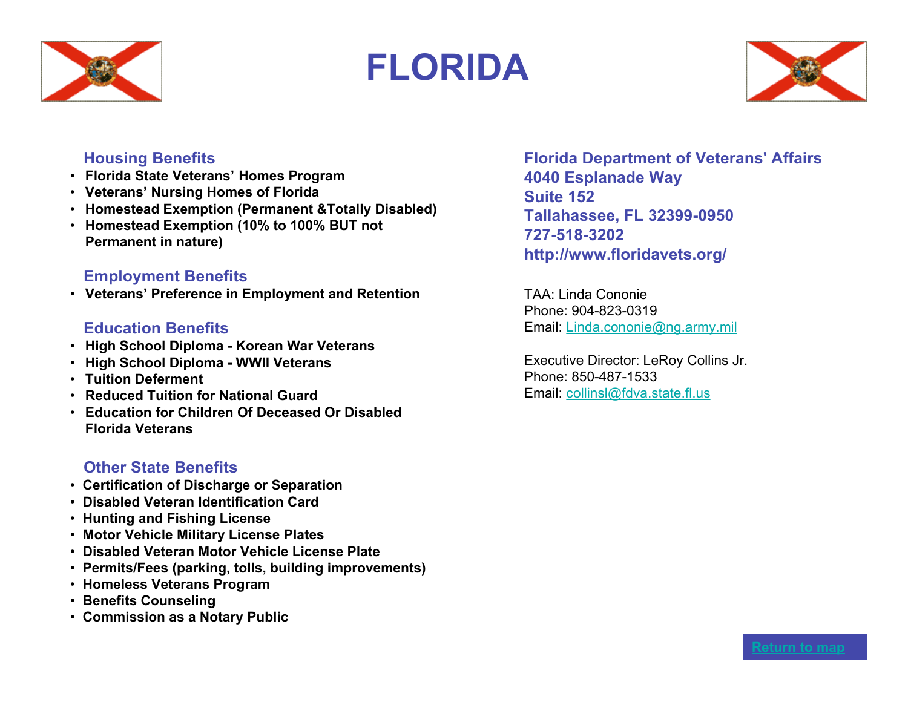# FLORIDA

## Housing Benefits

- Florida State Veterans' Homes Program
- Veterans' Nursing Homes of Florida
- Homestead Exemption (Permanent &Totally Disabled)
- Homestead Exemption (10% to 100% BUT not Permanent in nature)

## Employment Benefits

- Veterans' Preference in Employment and Retention

## Education Benefits

- High School Diploma - Korean War Veterans
- High School Diploma - WWII Veterans
- Tuition Deferment
- Reduced Tuition for National Guard
- Education for Children Of Deceased Or Disabled Florida Veterans

## Other State Benefits

- Certification of Discharge or Separation
- Disabled Veteran Identification Card
- Hunting and Fishing License
- Motor Vehicle Military License Plates
- Disabled Veteran Motor Vehicle License Plate
- Permits/Fees (parking, tolls, building improvements)
- Homeless Veterans Program
- Benefits Counseling
- Commission as a Notary Public

**Florida Department of Veterans' Affairs**
**4040 Esplanade Way**
**Suite 152**
**Tallahassee, FL 32399-0950**
**727-518-3202**
**http://www.floridavets.org/**

TAA: Linda Cononie
Phone: 904-823-0319
Email: Linda.cononie@ng.army.mil

Executive Director: LeRoy Collins Jr.
Phone: 850-487-1533
Email: collinsl@fdva.state.fl.us

Return to map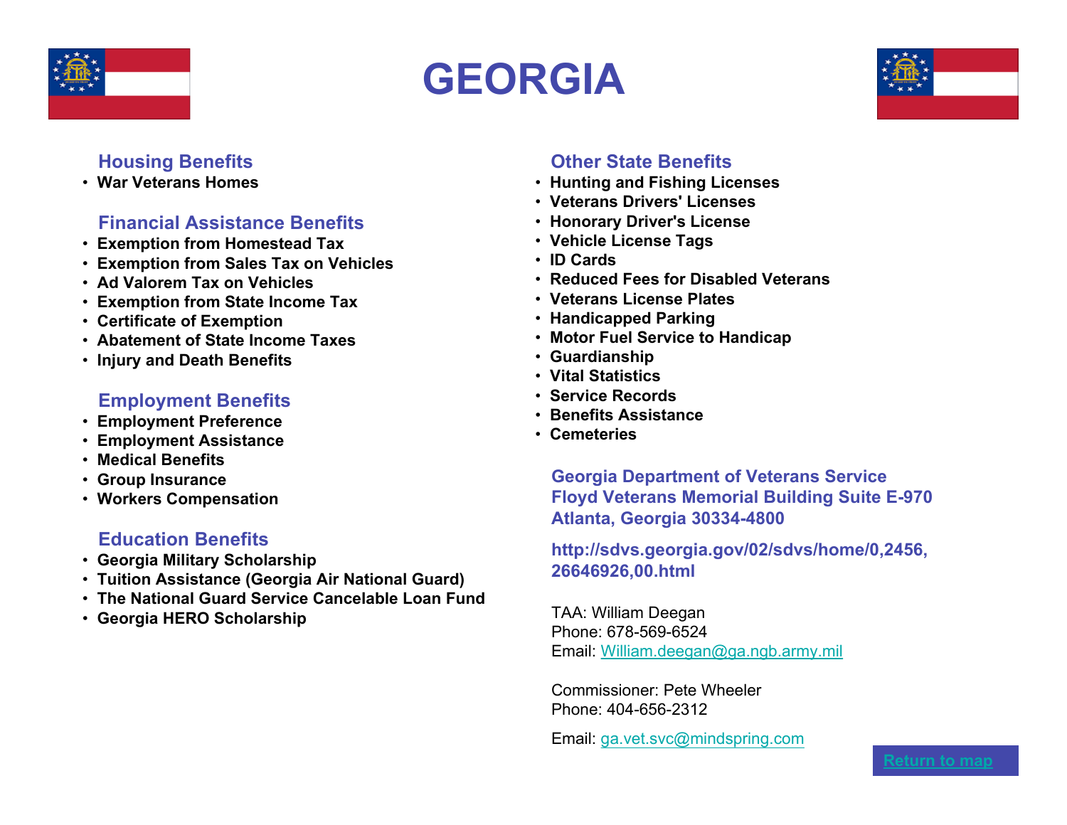# GEORGIA

## Housing Benefits

- War Veterans Homes

## Financial Assistance Benefits

- Exemption from Homestead Tax
- Exemption from Sales Tax on Vehicles
- Ad Valorem Tax on Vehicles
- Exemption from State Income Tax
- Certificate of Exemption
- Abatement of State Income Taxes
- Injury and Death Benefits

## Employment Benefits

- Employment Preference
- Employment Assistance
- Medical Benefits
- Group Insurance
- Workers Compensation

## Education Benefits

- Georgia Military Scholarship
- Tuition Assistance (Georgia Air National Guard)
- The National Guard Service Cancelable Loan Fund
- Georgia HERO Scholarship

## Other State Benefits

- Hunting and Fishing Licenses
- Veterans Drivers' Licenses
- Honorary Driver's License
- Vehicle License Tags
- ID Cards
- Reduced Fees for Disabled Veterans
- Veterans License Plates
- Handicapped Parking
- Motor Fuel Service to Handicap
- Guardianship
- Vital Statistics
- Service Records
- Benefits Assistance
- Cemeteries

**Georgia Department of Veterans Service**
**Floyd Veterans Memorial Building Suite E-970**
**Atlanta, Georgia 30334-4800**

**http://sdvs.georgia.gov/02/sdvs/home/0,2456,26646926,00.html**

TAA: William Deegan
Phone: 678-569-6524
Email: William.deegan@ga.ngb.army.mil

Commissioner: Pete Wheeler
Phone: 404-656-2312

Email: ga.vet.svc@mindspring.com

Return to map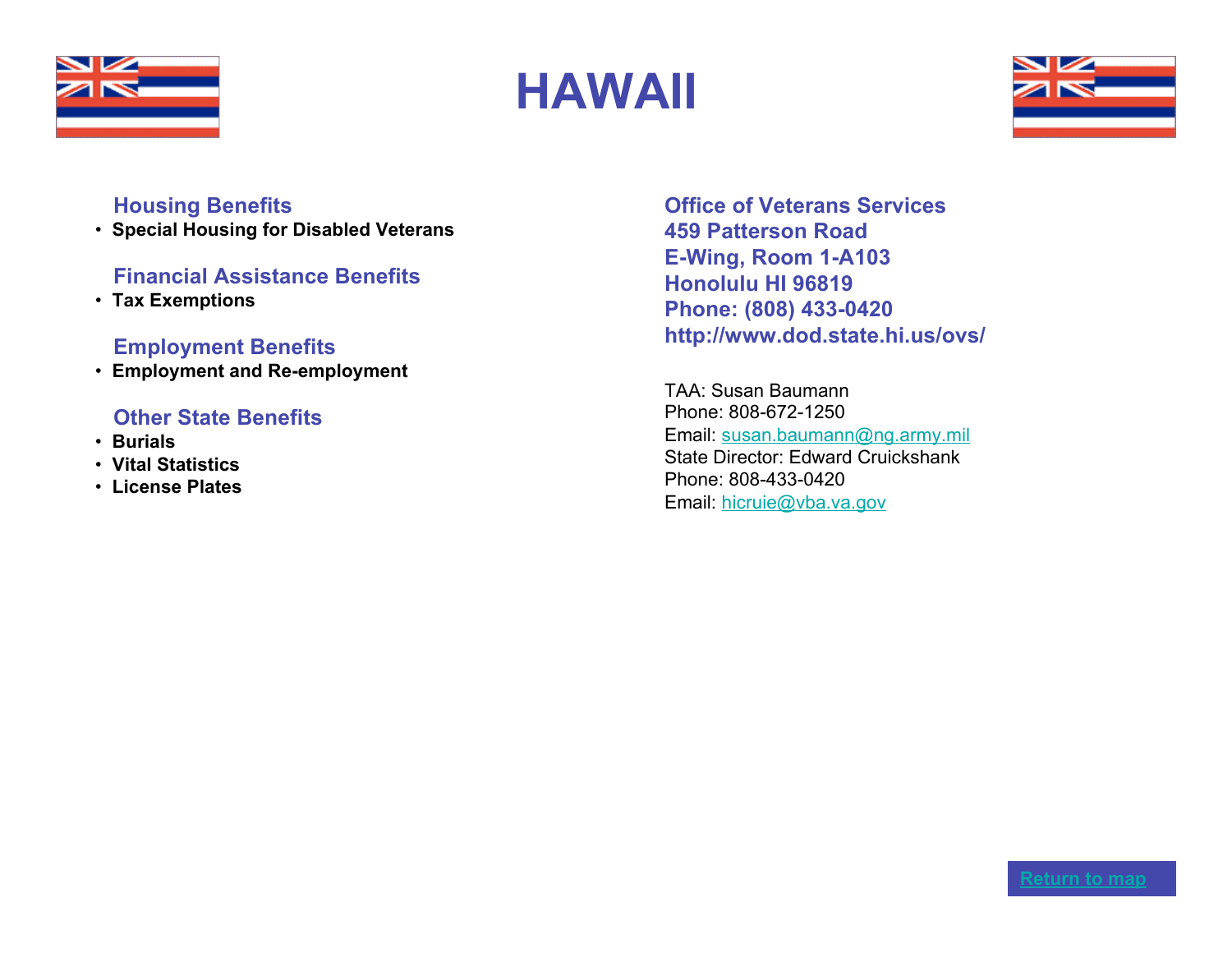# HAWAII

### Housing Benefits

- **Special Housing for Disabled Veterans**

### Financial Assistance Benefits

- **Tax Exemptions**

### Employment Benefits

- **Employment and Re-employment**

### Other State Benefits

- **Burials**
- **Vital Statistics**
- **License Plates**

**Office of Veterans Services**
**459 Patterson Road**
**E-Wing, Room 1-A103**
**Honolulu HI 96819**
**Phone: (808) 433-0420**
**http://www.dod.state.hi.us/ovs/**

TAA: Susan Baumann
Phone: 808-672-1250
Email: susan.baumann@ng.army.mil
State Director: Edward Cruickshank
Phone: 808-433-0420
Email: hicruie@vba.va.gov

Return to map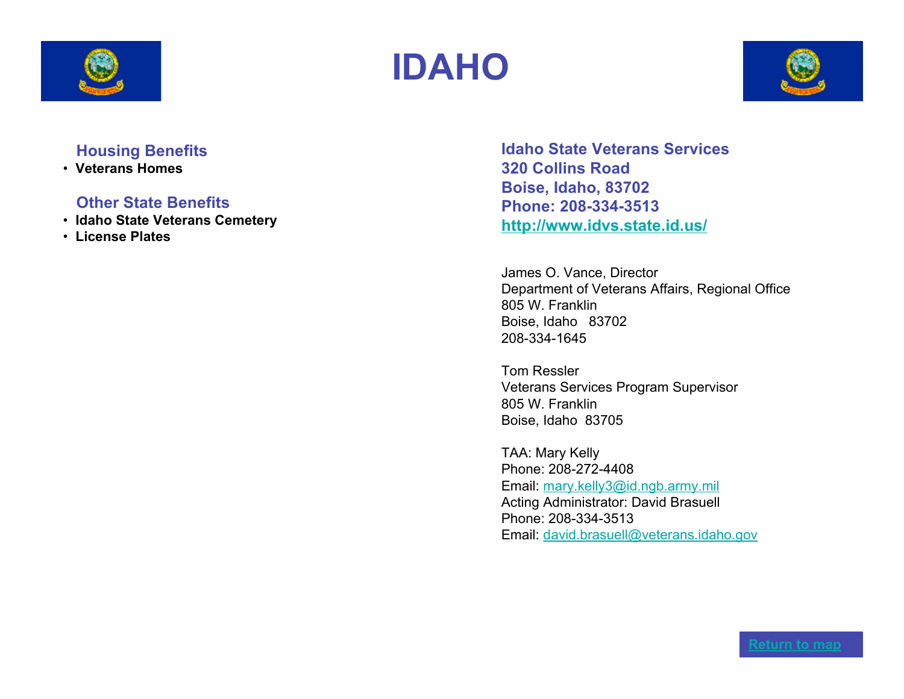# IDAHO

## Housing Benefits

- **Veterans Homes**

## Other State Benefits

- **Idaho State Veterans Cemetery**
- **License Plates**

**Idaho State Veterans Services**
**320 Collins Road**
**Boise, Idaho, 83702**
**Phone: 208-334-3513**
**http://www.idvs.state.id.us/**

James O. Vance, Director
Department of Veterans Affairs, Regional Office
805 W. Franklin
Boise, Idaho 83702
208-334-1645

Tom Ressler
Veterans Services Program Supervisor
805 W. Franklin
Boise, Idaho 83705

TAA: Mary Kelly
Phone: 208-272-4408
Email: mary.kelly3@id.ngb.army.mil
Acting Administrator: David Brasuell
Phone: 208-334-3513
Email: david.brasuell@veterans.idaho.gov

Return to map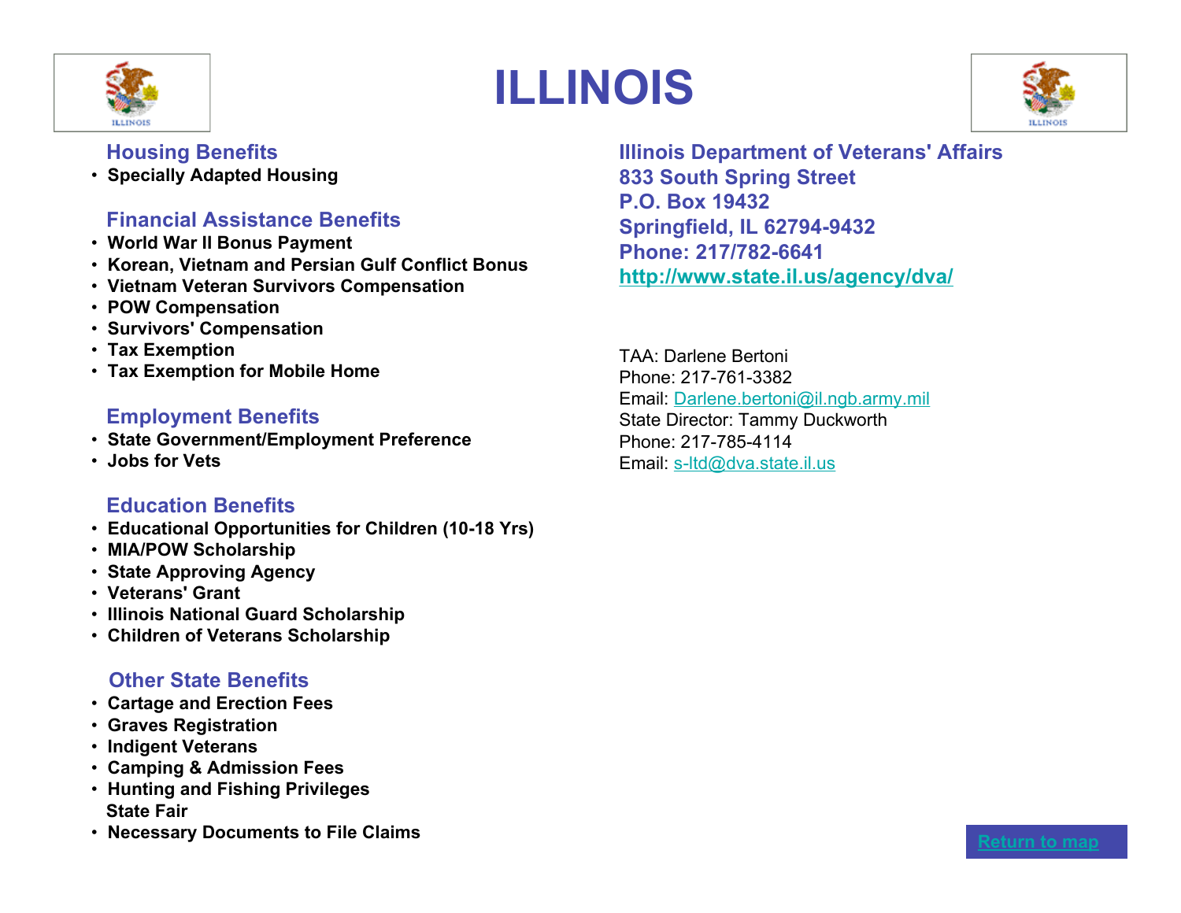# ILLINOIS

## Housing Benefits

- Specially Adapted Housing

## Financial Assistance Benefits

- World War II Bonus Payment
- Korean, Vietnam and Persian Gulf Conflict Bonus
- Vietnam Veteran Survivors Compensation
- POW Compensation
- Survivors' Compensation
- Tax Exemption
- Tax Exemption for Mobile Home

## Employment Benefits

- State Government/Employment Preference
- Jobs for Vets

## Education Benefits

- Educational Opportunities for Children (10-18 Yrs)
- MIA/POW Scholarship
- State Approving Agency
- Veterans' Grant
- Illinois National Guard Scholarship
- Children of Veterans Scholarship

## Other State Benefits

- Cartage and Erection Fees
- Graves Registration
- Indigent Veterans
- Camping & Admission Fees
- Hunting and Fishing Privileges
  State Fair
- Necessary Documents to File Claims

**Illinois Department of Veterans' Affairs**
**833 South Spring Street**
**P.O. Box 19432**
**Springfield, IL 62794-9432**
**Phone: 217/782-6641**
**http://www.state.il.us/agency/dva/**

TAA: Darlene Bertoni
Phone: 217-761-3382
Email: Darlene.bertoni@il.ngb.army.mil
State Director: Tammy Duckworth
Phone: 217-785-4114
Email: s-ltd@dva.state.il.us

Return to map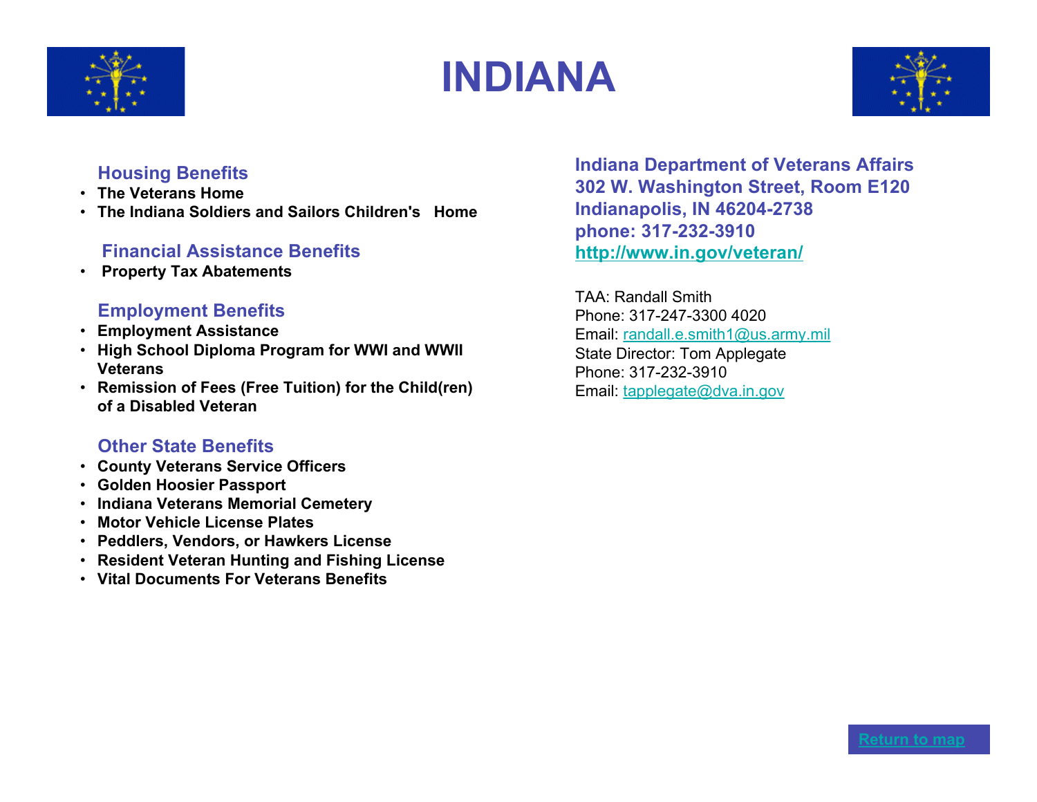# INDIANA

### Housing Benefits

- **The Veterans Home**
- **The Indiana Soldiers and Sailors Children's Home**

### Financial Assistance Benefits

- **Property Tax Abatements**

### Employment Benefits

- **Employment Assistance**
- **High School Diploma Program for WWI and WWII Veterans**
- **Remission of Fees (Free Tuition) for the Child(ren) of a Disabled Veteran**

### Other State Benefits

- **County Veterans Service Officers**
- **Golden Hoosier Passport**
- **Indiana Veterans Memorial Cemetery**
- **Motor Vehicle License Plates**
- **Peddlers, Vendors, or Hawkers License**
- **Resident Veteran Hunting and Fishing License**
- **Vital Documents For Veterans Benefits**

**Indiana Department of Veterans Affairs**
**302 W. Washington Street, Room E120**
**Indianapolis, IN 46204-2738**
**phone: 317-232-3910**
**http://www.in.gov/veteran/**

TAA: Randall Smith
Phone: 317-247-3300 4020
Email: randall.e.smith1@us.army.mil
State Director: Tom Applegate
Phone: 317-232-3910
Email: tapplegate@dva.in.gov

Return to map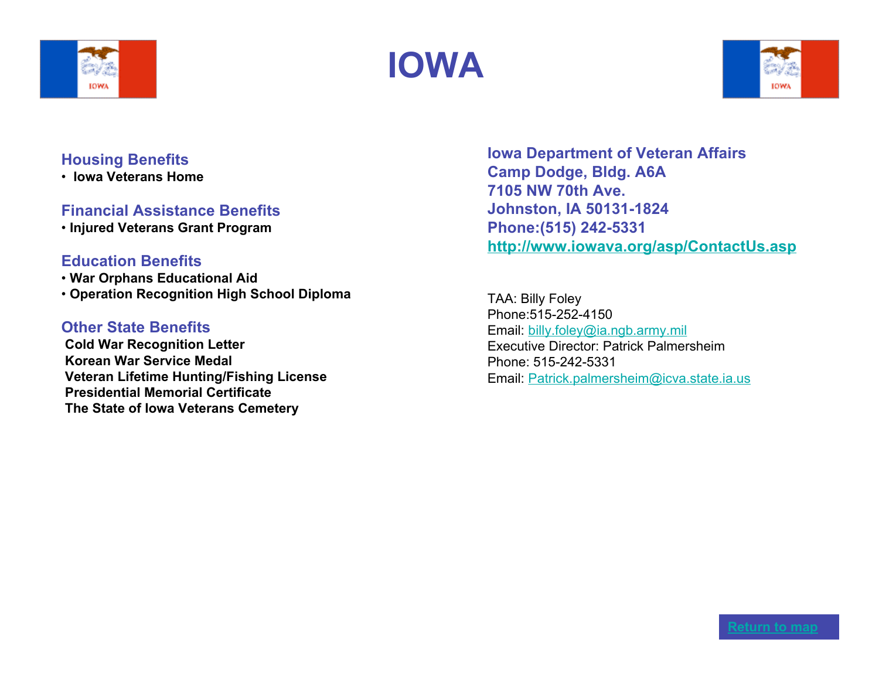# IOWA

## Housing Benefits

- Iowa Veterans Home

## Financial Assistance Benefits

- Injured Veterans Grant Program

## Education Benefits

- War Orphans Educational Aid
- Operation Recognition High School Diploma

## Other State Benefits

**Cold War Recognition Letter**
**Korean War Service Medal**
**Veteran Lifetime Hunting/Fishing License**
**Presidential Memorial Certificate**
**The State of Iowa Veterans Cemetery**

**Iowa Department of Veteran Affairs**
**Camp Dodge, Bldg. A6A**
**7105 NW 70th Ave.**
**Johnston, IA 50131-1824**
**Phone:(515) 242-5331**
**http://www.iowava.org/asp/ContactUs.asp**

TAA: Billy Foley
Phone:515-252-4150
Email: billy.foley@ia.ngb.army.mil
Executive Director: Patrick Palmersheim
Phone: 515-242-5331
Email: Patrick.palmersheim@icva.state.ia.us

Return to map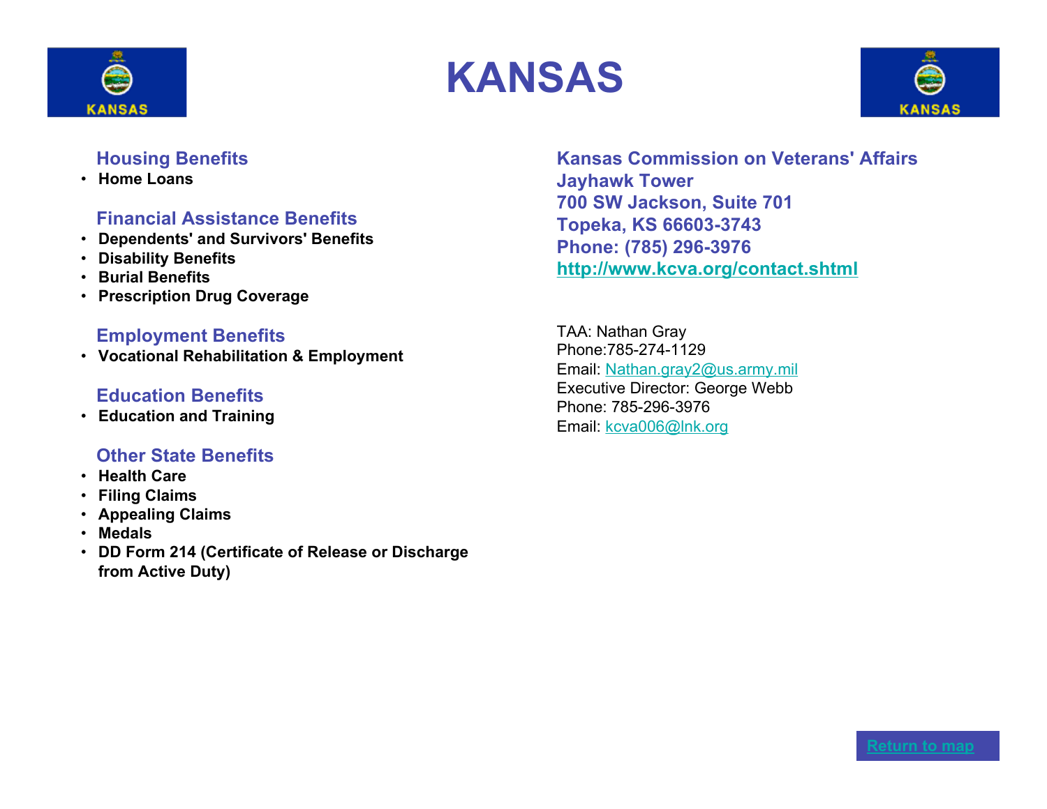# KANSAS

### Housing Benefits

- Home Loans

### Financial Assistance Benefits

- Dependents' and Survivors' Benefits
- Disability Benefits
- Burial Benefits
- Prescription Drug Coverage

### Employment Benefits

- Vocational Rehabilitation & Employment

### Education Benefits

- Education and Training

### Other State Benefits

- Health Care
- Filing Claims
- Appealing Claims
- Medals
- DD Form 214 (Certificate of Release or Discharge from Active Duty)

**Kansas Commission on Veterans' Affairs**
**Jayhawk Tower**
**700 SW Jackson, Suite 701**
**Topeka, KS 66603-3743**
**Phone: (785) 296-3976**
**http://www.kcva.org/contact.shtml**

TAA: Nathan Gray
Phone:785-274-1129
Email: Nathan.gray2@us.army.mil
Executive Director: George Webb
Phone: 785-296-3976
Email: kcva006@lnk.org

Return to map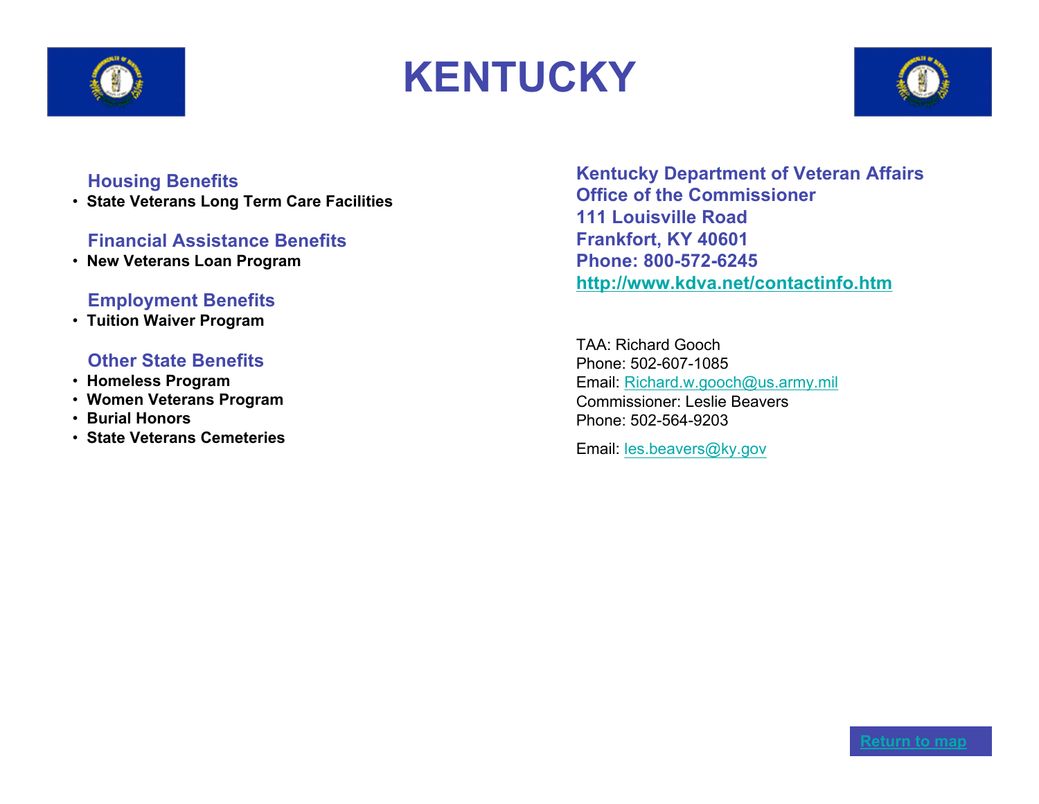# KENTUCKY

### Housing Benefits

- **State Veterans Long Term Care Facilities**

### Financial Assistance Benefits

- **New Veterans Loan Program**

### Employment Benefits

- **Tuition Waiver Program**

### Other State Benefits

- **Homeless Program**
- **Women Veterans Program**
- **Burial Honors**
- **State Veterans Cemeteries**

**Kentucky Department of Veteran Affairs**
**Office of the Commissioner**
**111 Louisville Road**
**Frankfort, KY 40601**
**Phone: 800-572-6245**
**http://www.kdva.net/contactinfo.htm**

TAA: Richard Gooch
Phone: 502-607-1085
Email: Richard.w.gooch@us.army.mil
Commissioner: Leslie Beavers
Phone: 502-564-9203

Email: les.beavers@ky.gov

Return to map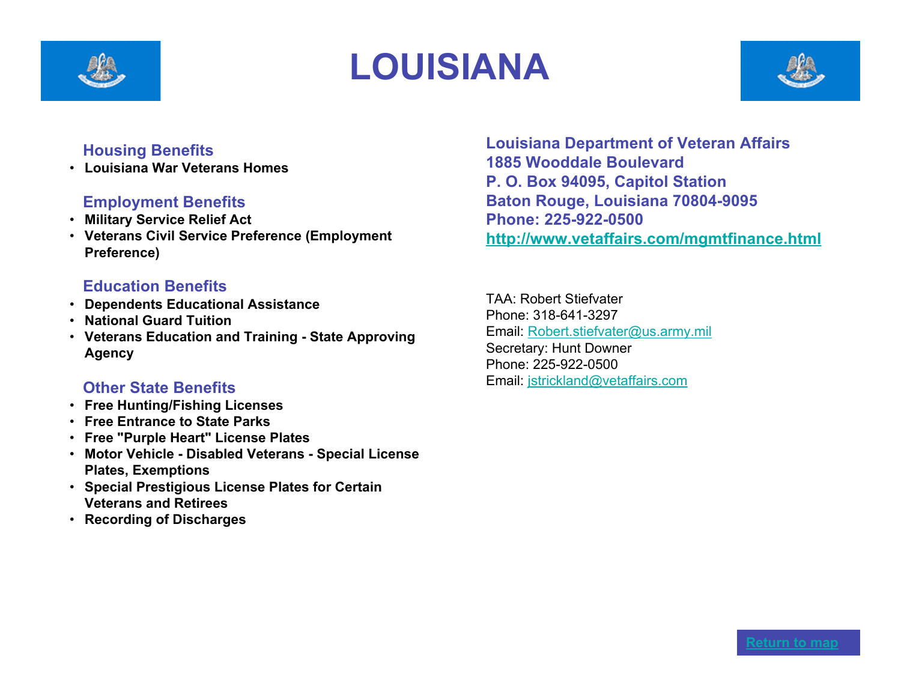# LOUISIANA

### Housing Benefits

- **Louisiana War Veterans Homes**

### Employment Benefits

- **Military Service Relief Act**
- **Veterans Civil Service Preference (Employment Preference)**

### Education Benefits

- **Dependents Educational Assistance**
- **National Guard Tuition**
- **Veterans Education and Training - State Approving Agency**

### Other State Benefits

- **Free Hunting/Fishing Licenses**
- **Free Entrance to State Parks**
- **Free "Purple Heart" License Plates**
- **Motor Vehicle - Disabled Veterans - Special License Plates, Exemptions**
- **Special Prestigious License Plates for Certain Veterans and Retirees**
- **Recording of Discharges**

**Louisiana Department of Veteran Affairs**
**1885 Wooddale Boulevard**
**P. O. Box 94095, Capitol Station**
**Baton Rouge, Louisiana 70804-9095**
**Phone: 225-922-0500**
**http://www.vetaffairs.com/mgmtfinance.html**

TAA: Robert Stiefvater
Phone: 318-641-3297
Email: Robert.stiefvater@us.army.mil
Secretary: Hunt Downer
Phone: 225-922-0500
Email: jstrickland@vetaffairs.com

Return to map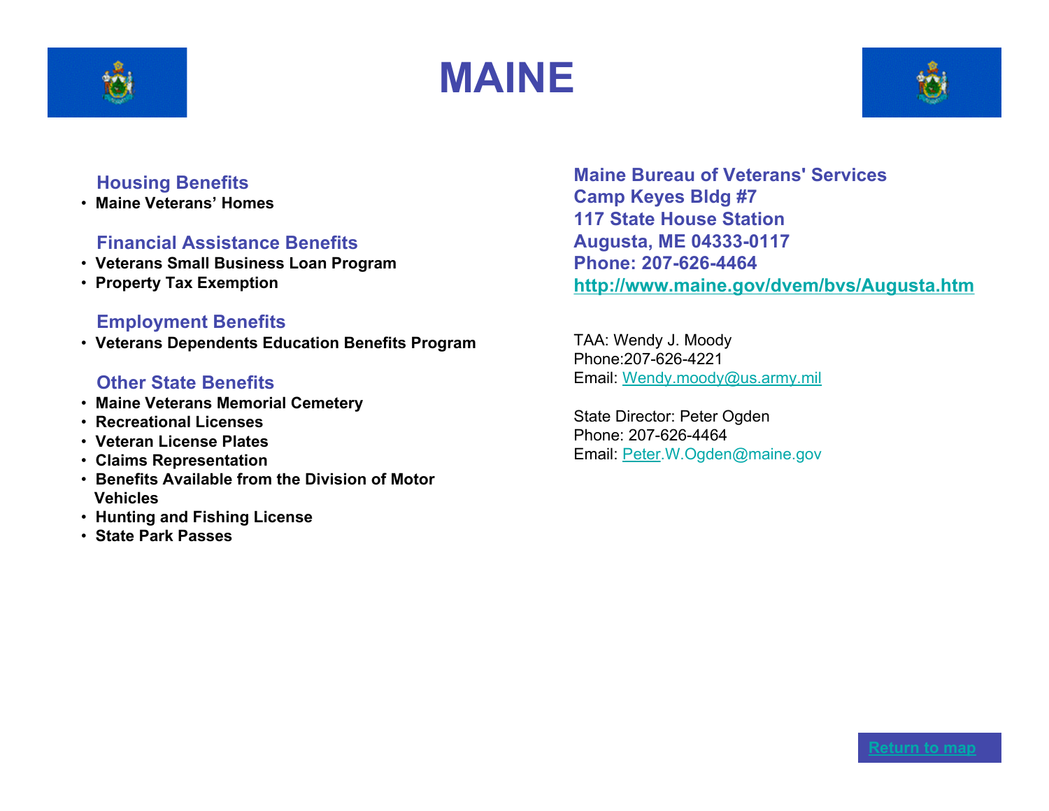# MAINE

### Housing Benefits

- Maine Veterans' Homes

### Financial Assistance Benefits

- Veterans Small Business Loan Program
- Property Tax Exemption

### Employment Benefits

- Veterans Dependents Education Benefits Program

### Other State Benefits

- Maine Veterans Memorial Cemetery
- Recreational Licenses
- Veteran License Plates
- Claims Representation
- Benefits Available from the Division of Motor Vehicles
- Hunting and Fishing License
- State Park Passes

**Maine Bureau of Veterans' Services**
**Camp Keyes Bldg #7**
**117 State House Station**
**Augusta, ME 04333-0117**
**Phone: 207-626-4464**
**http://www.maine.gov/dvem/bvs/Augusta.htm**

TAA: Wendy J. Moody
Phone:207-626-4221
Email: Wendy.moody@us.army.mil

State Director: Peter Ogden
Phone: 207-626-4464
Email: Peter.W.Ogden@maine.gov

Return to map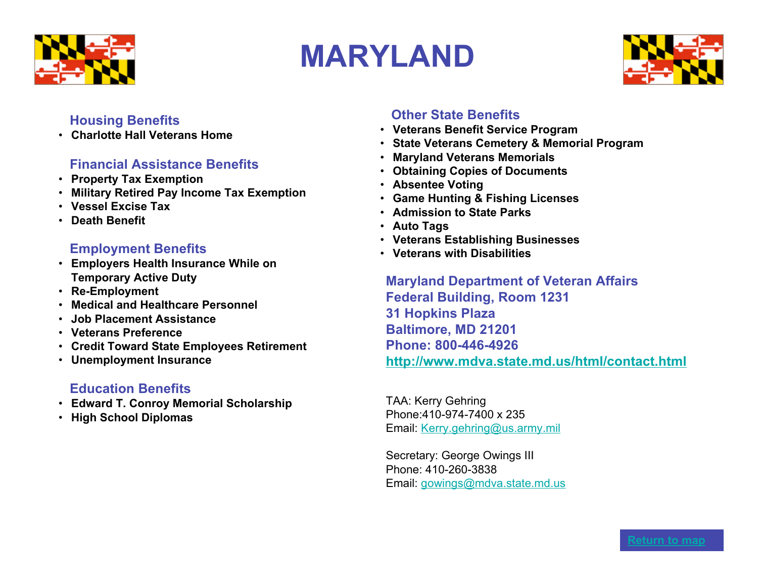# MARYLAND

## Housing Benefits

- Charlotte Hall Veterans Home

## Financial Assistance Benefits

- Property Tax Exemption
- Military Retired Pay Income Tax Exemption
- Vessel Excise Tax
- Death Benefit

## Employment Benefits

- Employers Health Insurance While on Temporary Active Duty
- Re-Employment
- Medical and Healthcare Personnel
- Job Placement Assistance
- Veterans Preference
- Credit Toward State Employees Retirement
- Unemployment Insurance

## Education Benefits

- Edward T. Conroy Memorial Scholarship
- High School Diplomas

## Other State Benefits

- Veterans Benefit Service Program
- State Veterans Cemetery & Memorial Program
- Maryland Veterans Memorials
- Obtaining Copies of Documents
- Absentee Voting
- Game Hunting & Fishing Licenses
- Admission to State Parks
- Auto Tags
- Veterans Establishing Businesses
- Veterans with Disabilities

**Maryland Department of Veteran Affairs**
**Federal Building, Room 1231**
**31 Hopkins Plaza**
**Baltimore, MD 21201**
**Phone: 800-446-4926**
**http://www.mdva.state.md.us/html/contact.html**

TAA: Kerry Gehring
Phone:410-974-7400 x 235
Email: Kerry.gehring@us.army.mil

Secretary: George Owings III
Phone: 410-260-3838
Email: gowings@mdva.state.md.us

Return to map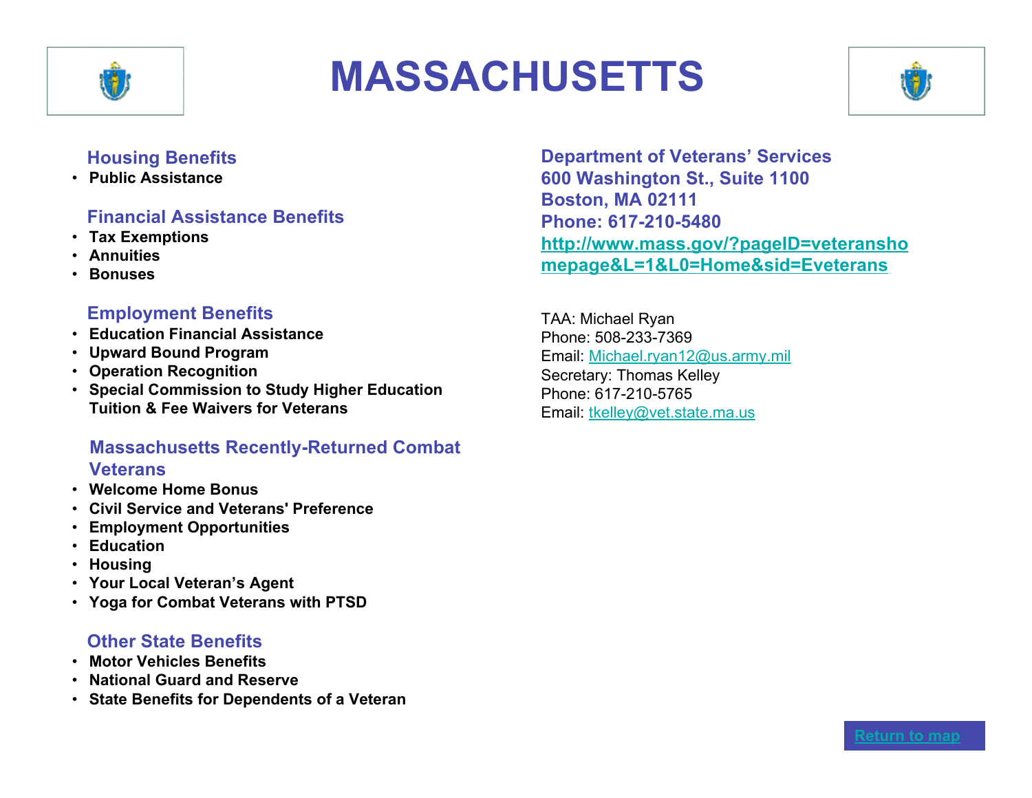# MASSACHUSETTS

### Housing Benefits

- **Public Assistance**

### Financial Assistance Benefits

- **Tax Exemptions**
- **Annuities**
- **Bonuses**

### Employment Benefits

- **Education Financial Assistance**
- **Upward Bound Program**
- **Operation Recognition**
- **Special Commission to Study Higher Education Tuition & Fee Waivers for Veterans**

### Massachusetts Recently-Returned Combat Veterans

- **Welcome Home Bonus**
- **Civil Service and Veterans' Preference**
- **Employment Opportunities**
- **Education**
- **Housing**
- **Your Local Veteran's Agent**
- **Yoga for Combat Veterans with PTSD**

### Other State Benefits

- **Motor Vehicles Benefits**
- **National Guard and Reserve**
- **State Benefits for Dependents of a Veteran**

**Department of Veterans' Services**
**600 Washington St., Suite 1100**
**Boston, MA 02111**
**Phone: 617-210-5480**
**http://www.mass.gov/?pageID=veteranshomepage&L=1&L0=Home&sid=Eveterans**

TAA: Michael Ryan
Phone: 508-233-7369
Email: Michael.ryan12@us.army.mil
Secretary: Thomas Kelley
Phone: 617-210-5765
Email: tkelley@vet.state.ma.us

Return to map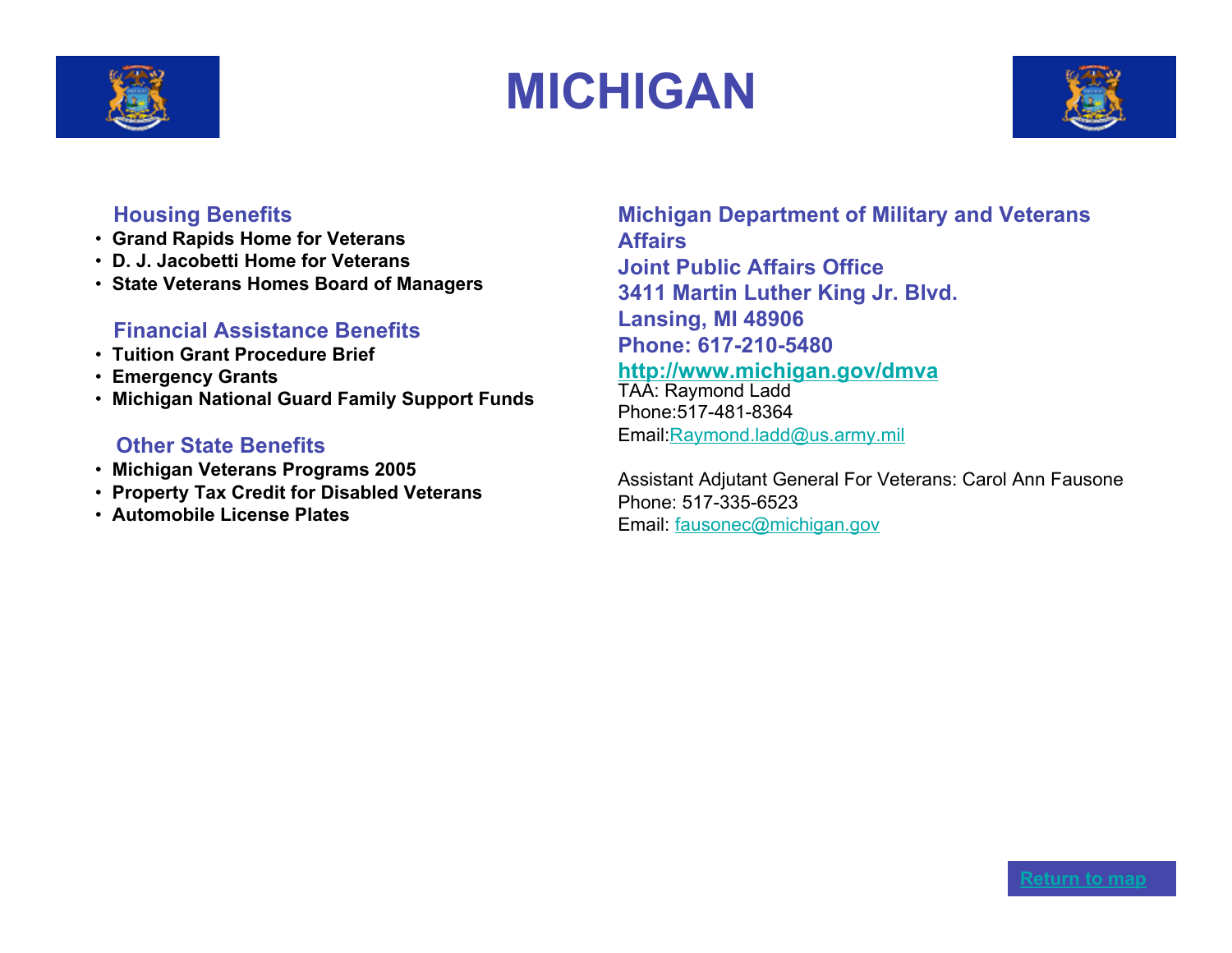# MICHIGAN

### Housing Benefits

- **Grand Rapids Home for Veterans**
- **D. J. Jacobetti Home for Veterans**
- **State Veterans Homes Board of Managers**

### Financial Assistance Benefits

- **Tuition Grant Procedure Brief**
- **Emergency Grants**
- **Michigan National Guard Family Support Funds**

### Other State Benefits

- **Michigan Veterans Programs 2005**
- **Property Tax Credit for Disabled Veterans**
- **Automobile License Plates**

**Michigan Department of Military and Veterans Affairs**
**Joint Public Affairs Office**
**3411 Martin Luther King Jr. Blvd.**
**Lansing, MI 48906**
**Phone: 617-210-5480**
**http://www.michigan.gov/dmva**

TAA: Raymond Ladd
Phone:517-481-8364
Email:Raymond.ladd@us.army.mil

Assistant Adjutant General For Veterans: Carol Ann Fausone
Phone: 517-335-6523
Email: fausonec@michigan.gov

Return to map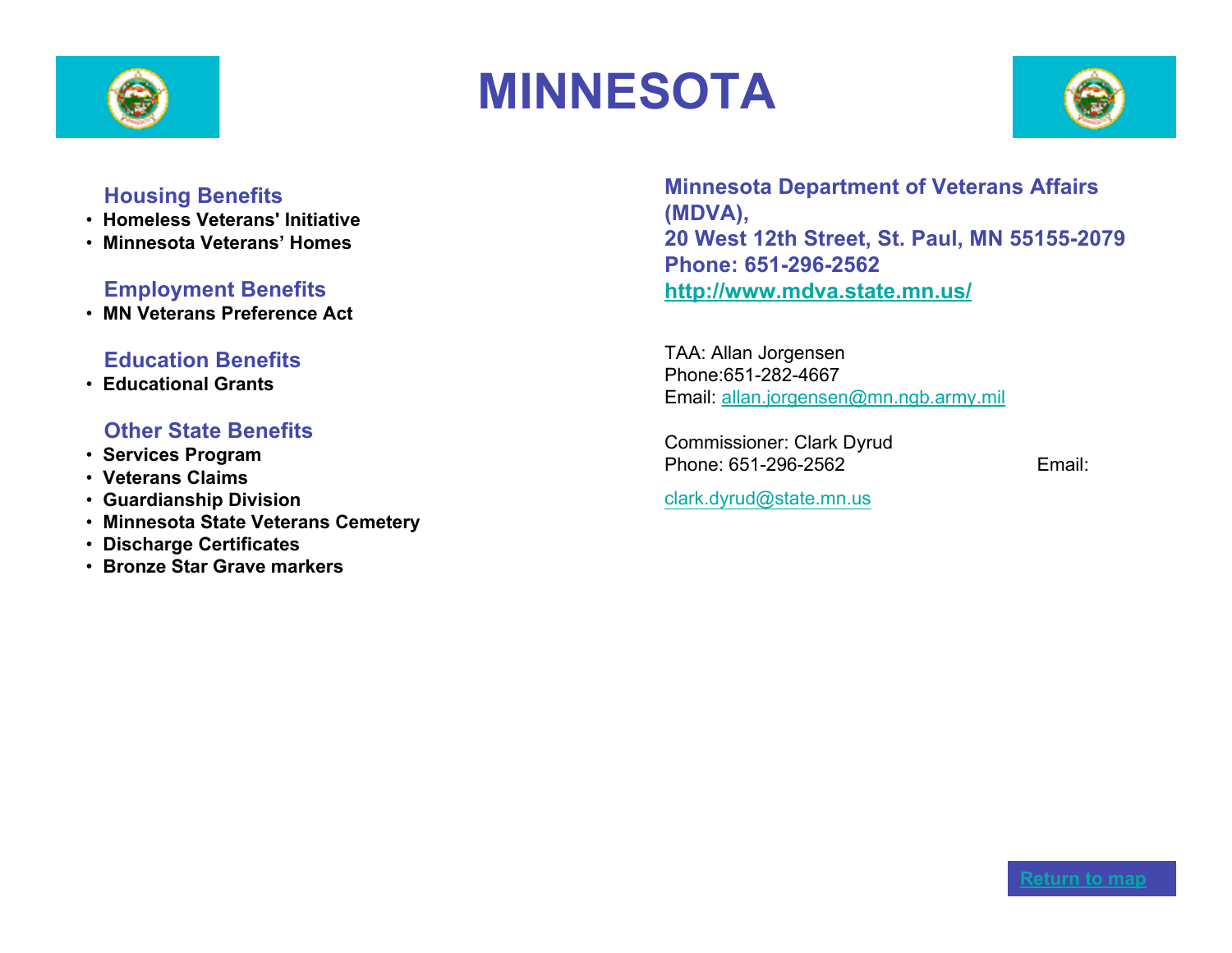# MINNESOTA

### Housing Benefits

- **Homeless Veterans' Initiative**
- **Minnesota Veterans' Homes**

### Employment Benefits

- **MN Veterans Preference Act**

### Education Benefits

- **Educational Grants**

### Other State Benefits

- **Services Program**
- **Veterans Claims**
- **Guardianship Division**
- **Minnesota State Veterans Cemetery**
- **Discharge Certificates**
- **Bronze Star Grave markers**

**Minnesota Department of Veterans Affairs (MDVA),**
**20 West 12th Street, St. Paul, MN 55155-2079**
**Phone: 651-296-2562**
**http://www.mdva.state.mn.us/**

TAA: Allan Jorgensen
Phone:651-282-4667
Email: allan.jorgensen@mn.ngb.army.mil

Commissioner: Clark Dyrud
Phone: 651-296-2562 Email: clark.dyrud@state.mn.us

Return to map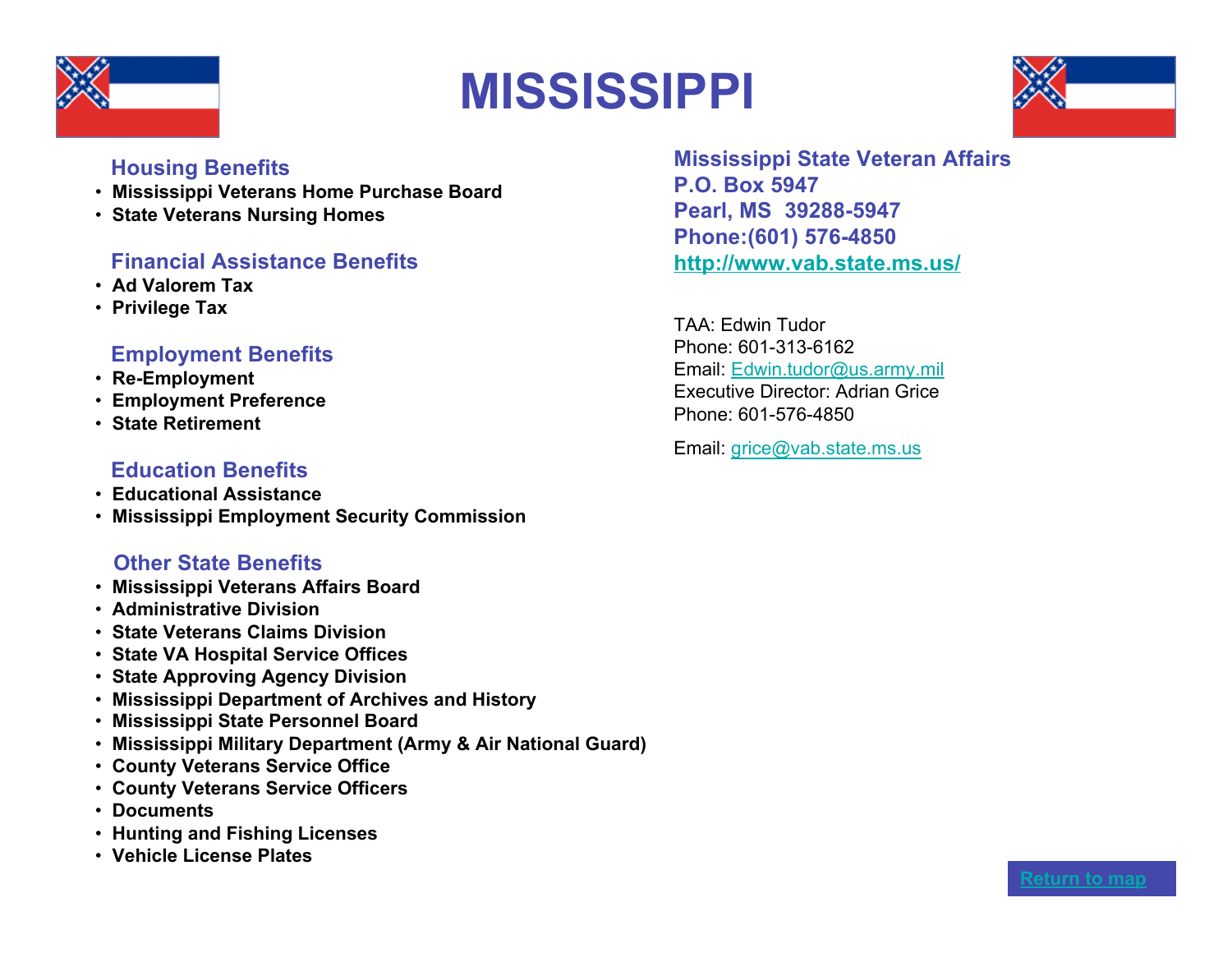# MISSISSIPPI

## Housing Benefits

- Mississippi Veterans Home Purchase Board
- State Veterans Nursing Homes

## Financial Assistance Benefits

- Ad Valorem Tax
- Privilege Tax

## Employment Benefits

- Re-Employment
- Employment Preference
- State Retirement

## Education Benefits

- Educational Assistance
- Mississippi Employment Security Commission

## Other State Benefits

- Mississippi Veterans Affairs Board
- Administrative Division
- State Veterans Claims Division
- State VA Hospital Service Offices
- State Approving Agency Division
- Mississippi Department of Archives and History
- Mississippi State Personnel Board
- Mississippi Military Department (Army & Air National Guard)
- County Veterans Service Office
- County Veterans Service Officers
- Documents
- Hunting and Fishing Licenses
- Vehicle License Plates

**Mississippi State Veteran Affairs**
**P.O. Box 5947**
**Pearl, MS 39288-5947**
**Phone:(601) 576-4850**
**http://www.vab.state.ms.us/**

TAA: Edwin Tudor
Phone: 601-313-6162
Email: Edwin.tudor@us.army.mil
Executive Director: Adrian Grice
Phone: 601-576-4850

Email: grice@vab.state.ms.us

Return to map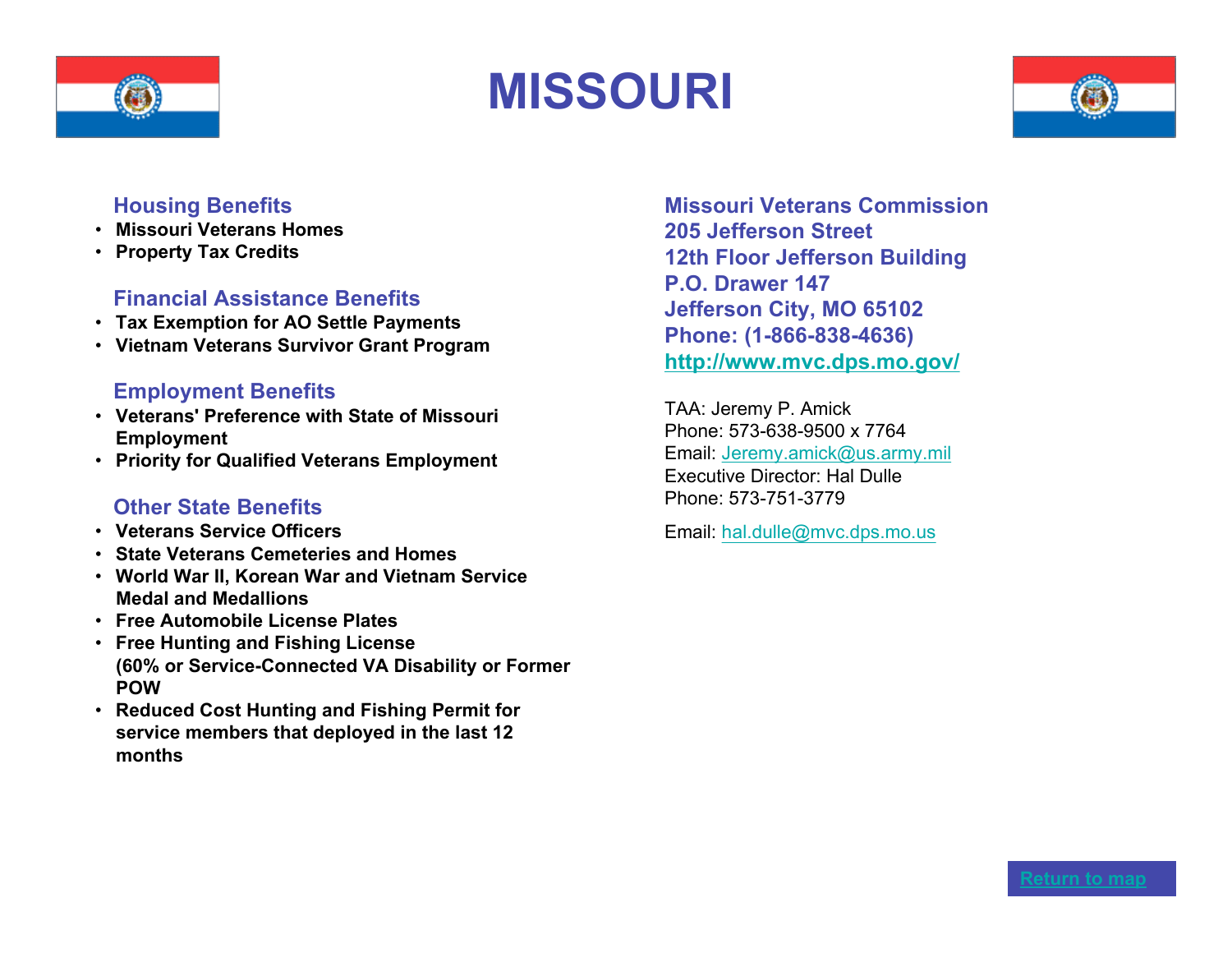# MISSOURI

## Housing Benefits

- **Missouri Veterans Homes**
- **Property Tax Credits**

## Financial Assistance Benefits

- **Tax Exemption for AO Settle Payments**
- **Vietnam Veterans Survivor Grant Program**

## Employment Benefits

- **Veterans' Preference with State of Missouri Employment**
- **Priority for Qualified Veterans Employment**

## Other State Benefits

- **Veterans Service Officers**
- **State Veterans Cemeteries and Homes**
- **World War II, Korean War and Vietnam Service Medal and Medallions**
- **Free Automobile License Plates**
- **Free Hunting and Fishing License (60% or Service-Connected VA Disability or Former POW**
- **Reduced Cost Hunting and Fishing Permit for service members that deployed in the last 12 months**

**Missouri Veterans Commission**
**205 Jefferson Street**
**12th Floor Jefferson Building**
**P.O. Drawer 147**
**Jefferson City, MO 65102**
**Phone: (1-866-838-4636)**
**http://www.mvc.dps.mo.gov/**

TAA: Jeremy P. Amick
Phone: 573-638-9500 x 7764
Email: Jeremy.amick@us.army.mil
Executive Director: Hal Dulle
Phone: 573-751-3779

Email: hal.dulle@mvc.dps.mo.us

Return to map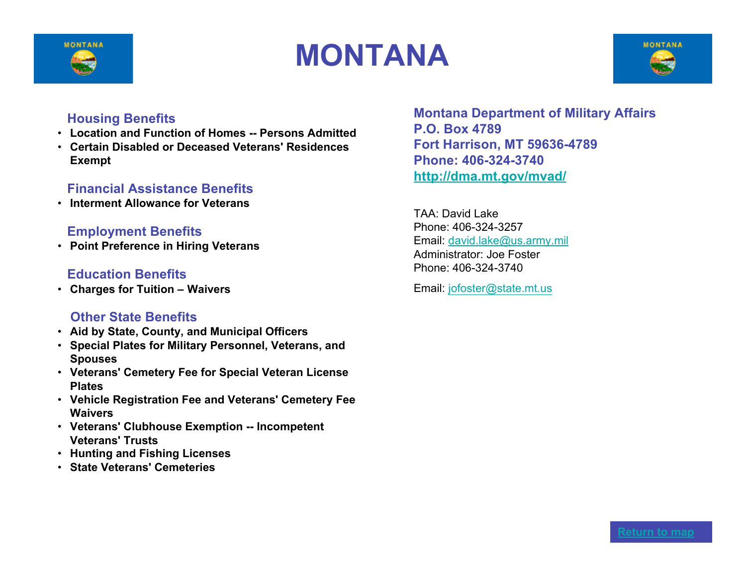# MONTANA

## Housing Benefits

- **Location and Function of Homes -- Persons Admitted**
- **Certain Disabled or Deceased Veterans' Residences Exempt**

## Financial Assistance Benefits

- **Interment Allowance for Veterans**

## Employment Benefits

- **Point Preference in Hiring Veterans**

## Education Benefits

- **Charges for Tuition – Waivers**

## Other State Benefits

- **Aid by State, County, and Municipal Officers**
- **Special Plates for Military Personnel, Veterans, and Spouses**
- **Veterans' Cemetery Fee for Special Veteran License Plates**
- **Vehicle Registration Fee and Veterans' Cemetery Fee Waivers**
- **Veterans' Clubhouse Exemption -- Incompetent Veterans' Trusts**
- **Hunting and Fishing Licenses**
- **State Veterans' Cemeteries**

**Montana Department of Military Affairs**
**P.O. Box 4789**
**Fort Harrison, MT 59636-4789**
**Phone: 406-324-3740**
**[http://dma.mt.gov/mvad/](http://dma.mt.gov/mvad/)**

TAA: David Lake
Phone: 406-324-3257
Email: david.lake@us.army.mil
Administrator: Joe Foster
Phone: 406-324-3740

Email: jofoster@state.mt.us

Return to map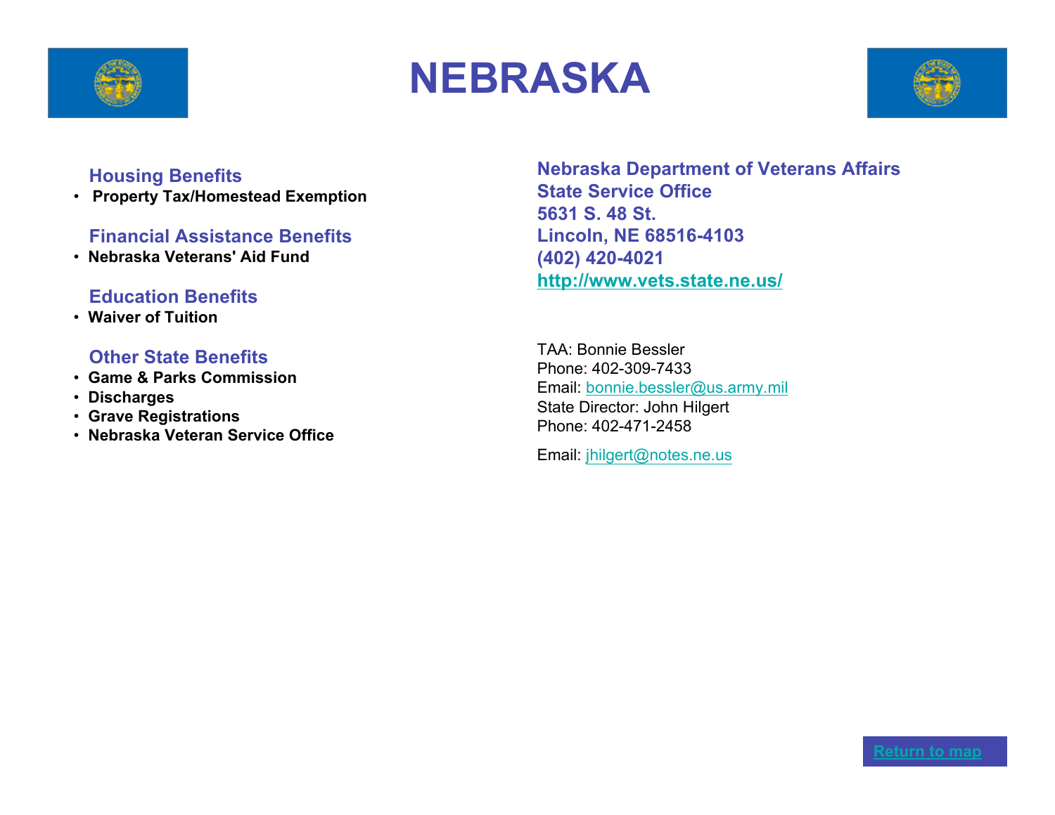# NEBRASKA

## Housing Benefits

- **Property Tax/Homestead Exemption**

## Financial Assistance Benefits

- **Nebraska Veterans' Aid Fund**

## Education Benefits

- **Waiver of Tuition**

## Other State Benefits

- **Game & Parks Commission**
- **Discharges**
- **Grave Registrations**
- **Nebraska Veteran Service Office**

**Nebraska Department of Veterans Affairs**
**State Service Office**
**5631 S. 48 St.**
**Lincoln, NE 68516-4103**
**(402) 420-4021**
**http://www.vets.state.ne.us/**

TAA: Bonnie Bessler
Phone: 402-309-7433
Email: bonnie.bessler@us.army.mil
State Director: John Hilgert
Phone: 402-471-2458

Email: jhilgert@notes.ne.us

Return to map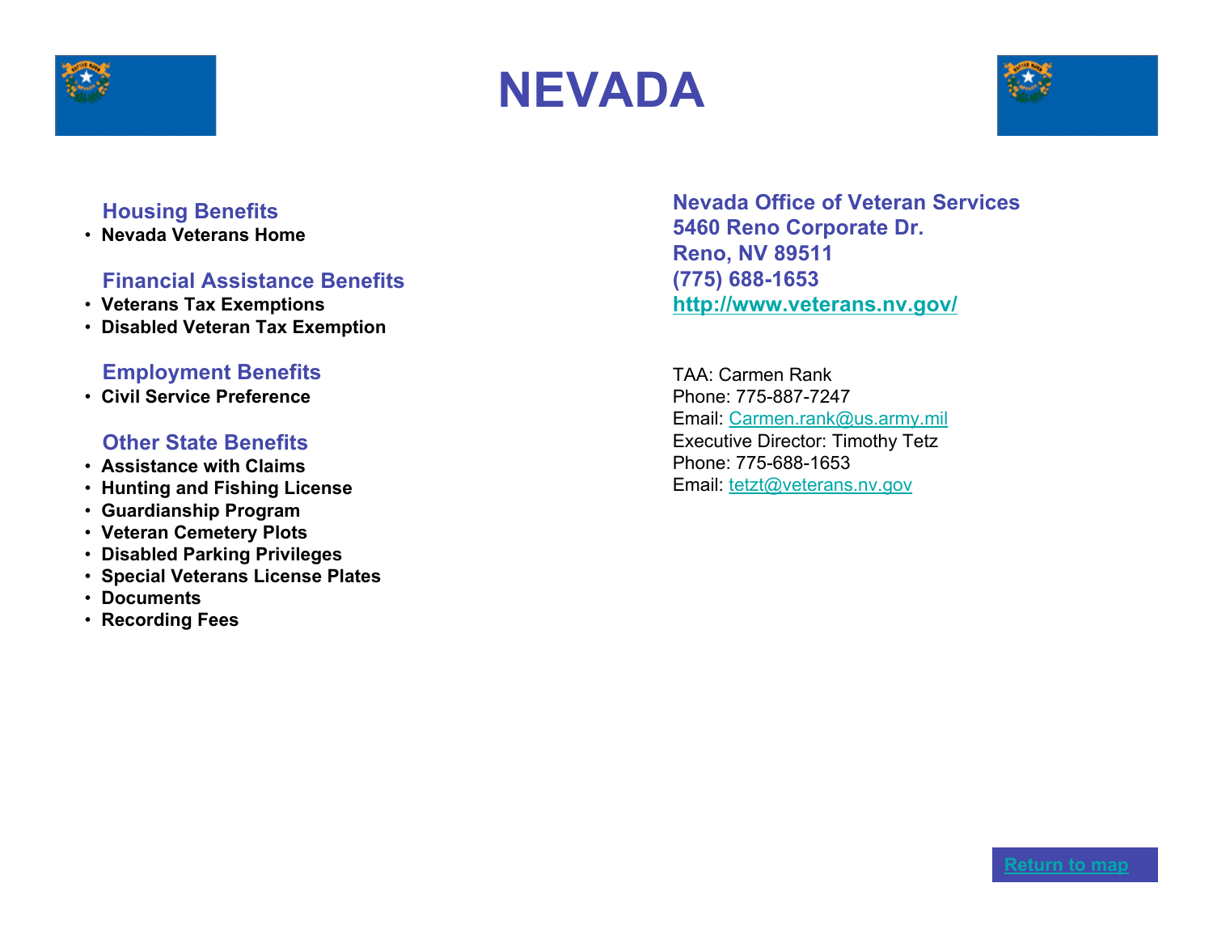# NEVADA

### Housing Benefits

- **Nevada Veterans Home**

### Financial Assistance Benefits

- **Veterans Tax Exemptions**
- **Disabled Veteran Tax Exemption**

### Employment Benefits

- **Civil Service Preference**

### Other State Benefits

- **Assistance with Claims**
- **Hunting and Fishing License**
- **Guardianship Program**
- **Veteran Cemetery Plots**
- **Disabled Parking Privileges**
- **Special Veterans License Plates**
- **Documents**
- **Recording Fees**

**Nevada Office of Veteran Services**
**5460 Reno Corporate Dr.**
**Reno, NV 89511**
**(775) 688-1653**
**http://www.veterans.nv.gov/**

TAA: Carmen Rank
Phone: 775-887-7247
Email: Carmen.rank@us.army.mil
Executive Director: Timothy Tetz
Phone: 775-688-1653
Email: tetzt@veterans.nv.gov

Return to map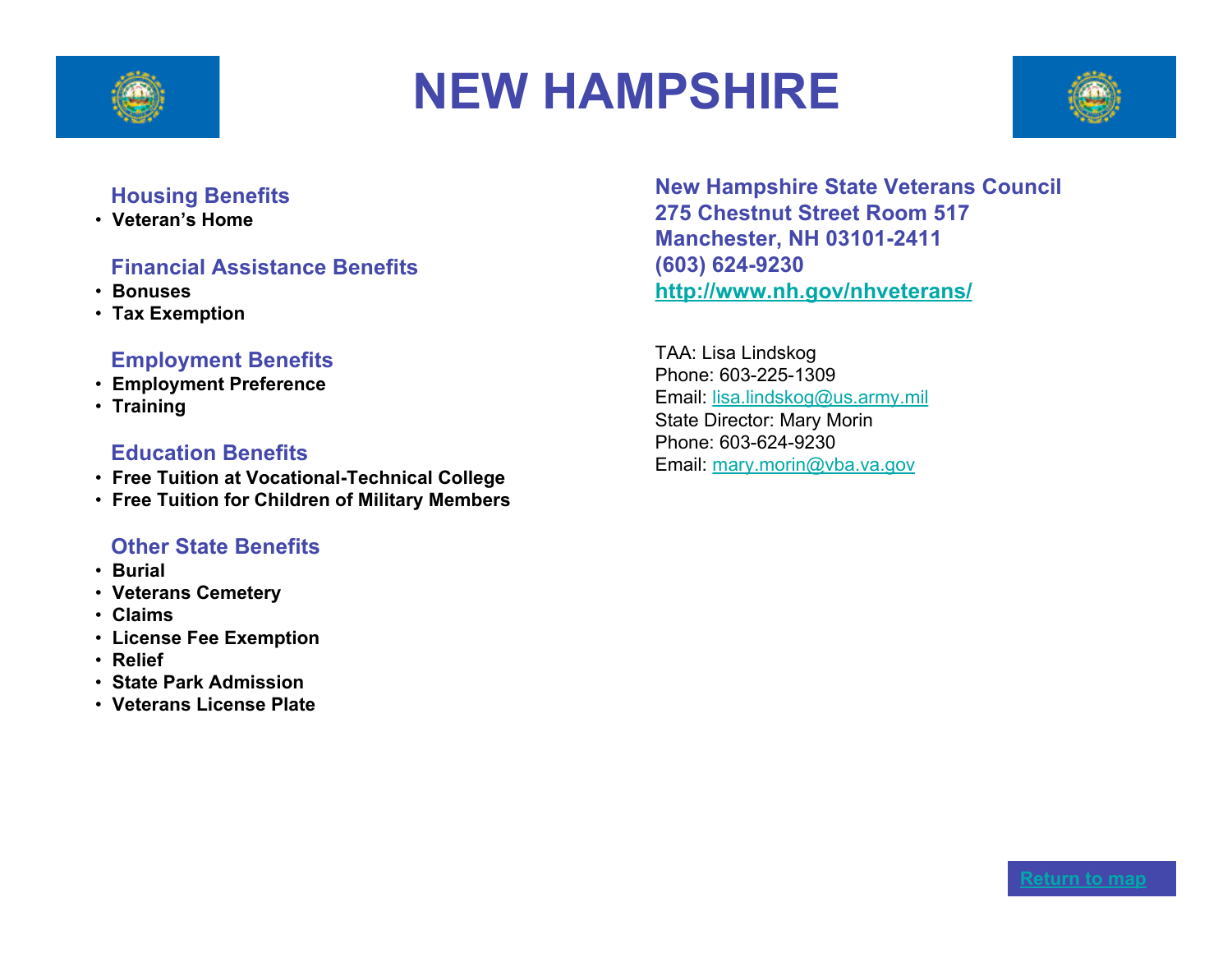# NEW HAMPSHIRE

### Housing Benefits

- **Veteran's Home**

### Financial Assistance Benefits

- **Bonuses**
- **Tax Exemption**

### Employment Benefits

- **Employment Preference**
- **Training**

### Education Benefits

- **Free Tuition at Vocational-Technical College**
- **Free Tuition for Children of Military Members**

### Other State Benefits

- **Burial**
- **Veterans Cemetery**
- **Claims**
- **License Fee Exemption**
- **Relief**
- **State Park Admission**
- **Veterans License Plate**

**New Hampshire State Veterans Council**
**275 Chestnut Street Room 517**
**Manchester, NH 03101-2411**
**(603) 624-9230**
**http://www.nh.gov/nhveterans/**

TAA: Lisa Lindskog
Phone: 603-225-1309
Email: lisa.lindskog@us.army.mil
State Director: Mary Morin
Phone: 603-624-9230
Email: mary.morin@vba.va.gov

Return to map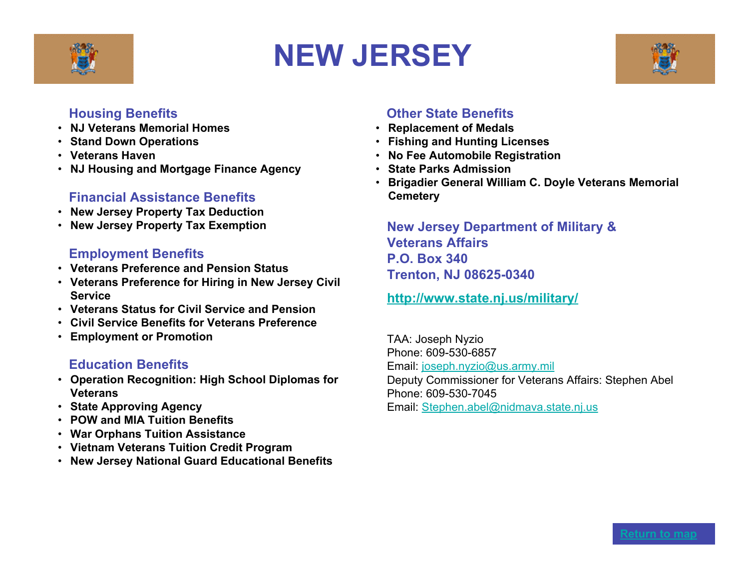# NEW JERSEY

## Housing Benefits

- **NJ Veterans Memorial Homes**
- **Stand Down Operations**
- **Veterans Haven**
- **NJ Housing and Mortgage Finance Agency**

## Financial Assistance Benefits

- **New Jersey Property Tax Deduction**
- **New Jersey Property Tax Exemption**

## Employment Benefits

- **Veterans Preference and Pension Status**
- **Veterans Preference for Hiring in New Jersey Civil Service**
- **Veterans Status for Civil Service and Pension**
- **Civil Service Benefits for Veterans Preference**
- **Employment or Promotion**

## Education Benefits

- **Operation Recognition: High School Diplomas for Veterans**
- **State Approving Agency**
- **POW and MIA Tuition Benefits**
- **War Orphans Tuition Assistance**
- **Vietnam Veterans Tuition Credit Program**
- **New Jersey National Guard Educational Benefits**

## Other State Benefits

- **Replacement of Medals**
- **Fishing and Hunting Licenses**
- **No Fee Automobile Registration**
- **State Parks Admission**
- **Brigadier General William C. Doyle Veterans Memorial Cemetery**

**New Jersey Department of Military & Veterans Affairs**
**P.O. Box 340**
**Trenton, NJ 08625-0340**

**http://www.state.nj.us/military/**

TAA: Joseph Nyzio
Phone: 609-530-6857
Email: joseph.nyzio@us.army.mil
Deputy Commissioner for Veterans Affairs: Stephen Abel
Phone: 609-530-7045
Email: Stephen.abel@nidmava.state.nj.us

Return to map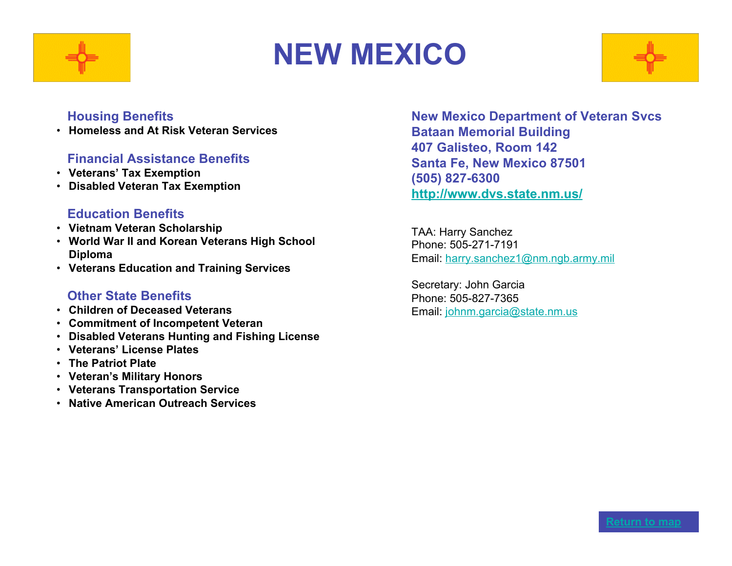# NEW MEXICO

## Housing Benefits

- **Homeless and At Risk Veteran Services**

## Financial Assistance Benefits

- **Veterans' Tax Exemption**
- **Disabled Veteran Tax Exemption**

## Education Benefits

- **Vietnam Veteran Scholarship**
- **World War II and Korean Veterans High School Diploma**
- **Veterans Education and Training Services**

## Other State Benefits

- **Children of Deceased Veterans**
- **Commitment of Incompetent Veteran**
- **Disabled Veterans Hunting and Fishing License**
- **Veterans' License Plates**
- **The Patriot Plate**
- **Veteran's Military Honors**
- **Veterans Transportation Service**
- **Native American Outreach Services**

**New Mexico Department of Veteran Svcs**
**Bataan Memorial Building**
**407 Galisteo, Room 142**
**Santa Fe, New Mexico 87501**
**(505) 827-6300**
**http://www.dvs.state.nm.us/**

TAA: Harry Sanchez
Phone: 505-271-7191
Email: harry.sanchez1@nm.ngb.army.mil

Secretary: John Garcia
Phone: 505-827-7365
Email: johnm.garcia@state.nm.us

Return to map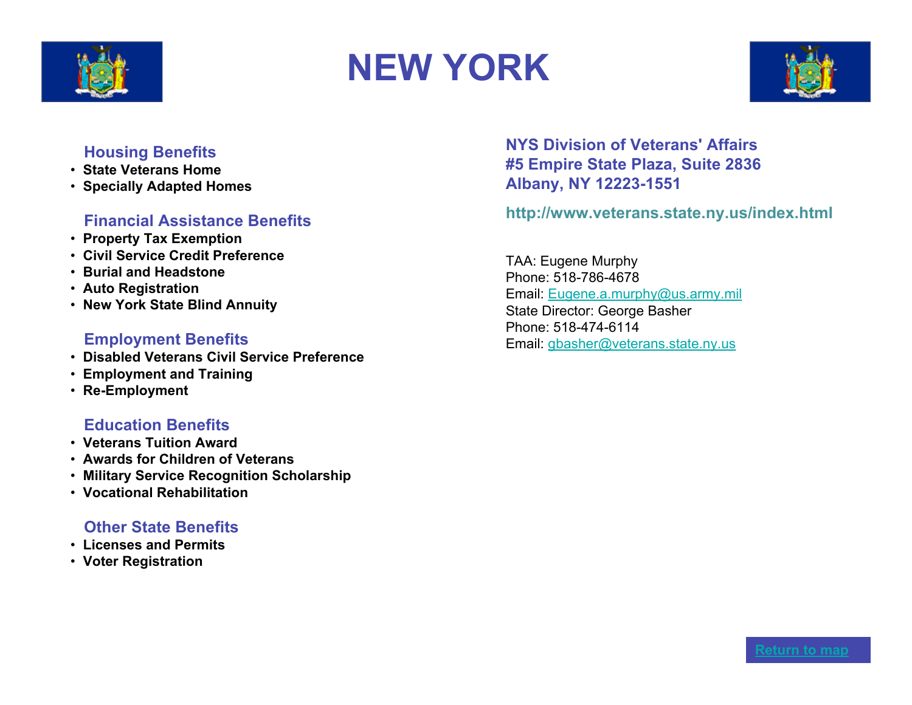# NEW YORK

### Housing Benefits

- State Veterans Home
- Specially Adapted Homes

### Financial Assistance Benefits

- Property Tax Exemption
- Civil Service Credit Preference
- Burial and Headstone
- Auto Registration
- New York State Blind Annuity

### Employment Benefits

- Disabled Veterans Civil Service Preference
- Employment and Training
- Re-Employment

### Education Benefits

- Veterans Tuition Award
- Awards for Children of Veterans
- Military Service Recognition Scholarship
- Vocational Rehabilitation

### Other State Benefits

- Licenses and Permits
- Voter Registration

**NYS Division of Veterans' Affairs**
**#5 Empire State Plaza, Suite 2836**
**Albany, NY 12223-1551**

**http://www.veterans.state.ny.us/index.html**

TAA: Eugene Murphy
Phone: 518-786-4678
Email: Eugene.a.murphy@us.army.mil
State Director: George Basher
Phone: 518-474-6114
Email: gbasher@veterans.state.ny.us

Return to map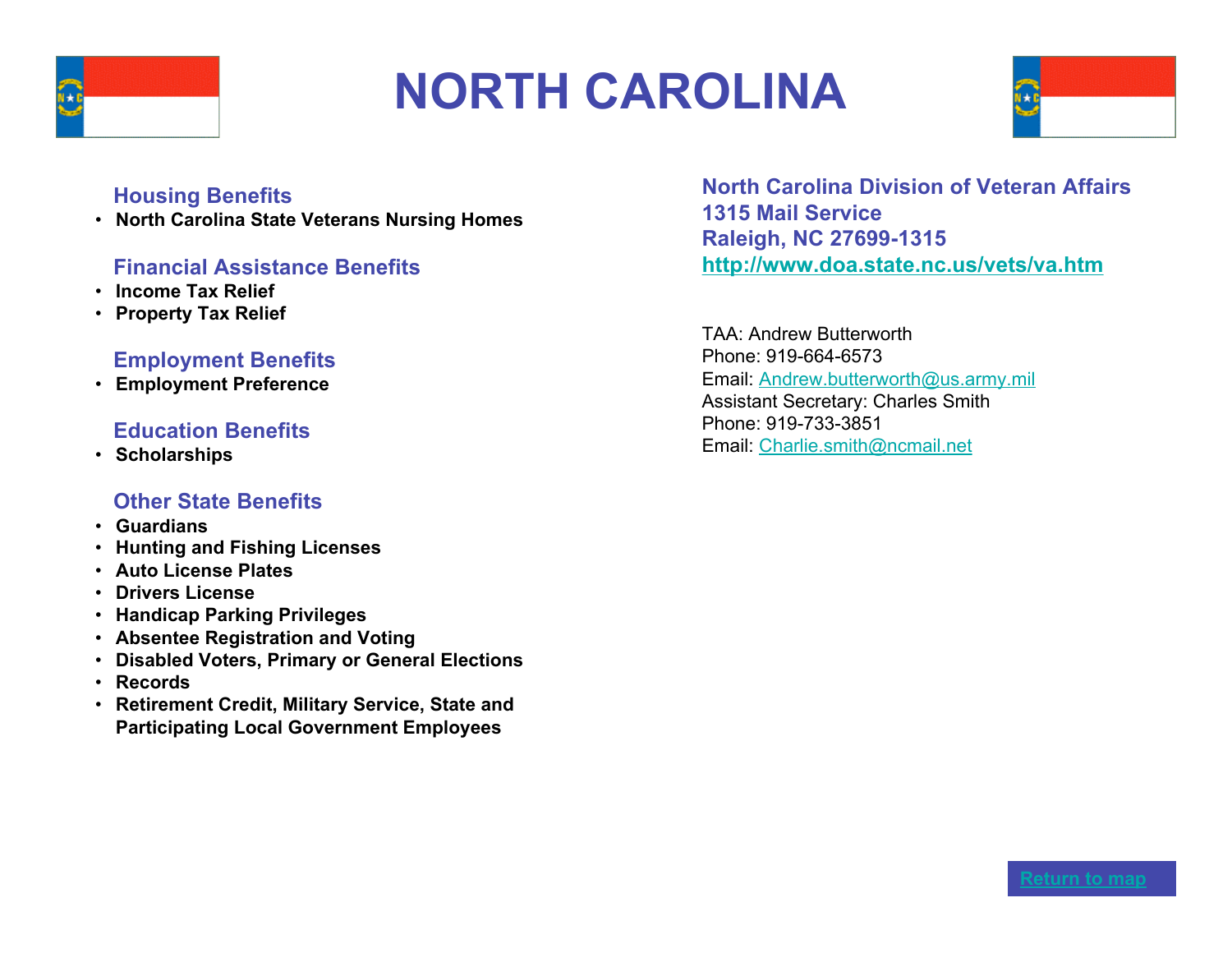# NORTH CAROLINA

### Housing Benefits

- **North Carolina State Veterans Nursing Homes**

### Financial Assistance Benefits

- **Income Tax Relief**
- **Property Tax Relief**

### Employment Benefits

- **Employment Preference**

### Education Benefits

- **Scholarships**

### Other State Benefits

- **Guardians**
- **Hunting and Fishing Licenses**
- **Auto License Plates**
- **Drivers License**
- **Handicap Parking Privileges**
- **Absentee Registration and Voting**
- **Disabled Voters, Primary or General Elections**
- **Records**
- **Retirement Credit, Military Service, State and Participating Local Government Employees**

**North Carolina Division of Veteran Affairs**
**1315 Mail Service**
**Raleigh, NC 27699-1315**
**http://www.doa.state.nc.us/vets/va.htm**

TAA: Andrew Butterworth
Phone: 919-664-6573
Email: Andrew.butterworth@us.army.mil
Assistant Secretary: Charles Smith
Phone: 919-733-3851
Email: Charlie.smith@ncmail.net

Return to map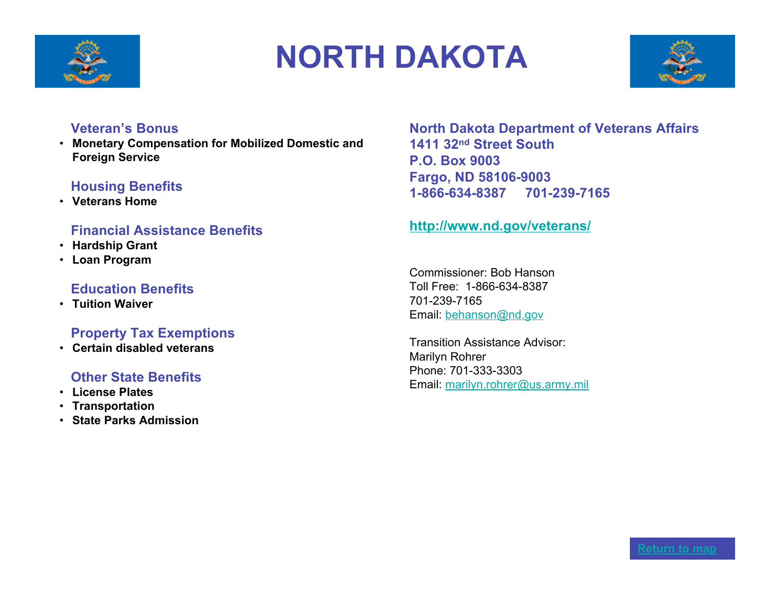# NORTH DAKOTA

### Veteran's Bonus

- **Monetary Compensation for Mobilized Domestic and Foreign Service**

### Housing Benefits

- **Veterans Home**

### Financial Assistance Benefits

- **Hardship Grant**
- **Loan Program**

### Education Benefits

- **Tuition Waiver**

### Property Tax Exemptions

- **Certain disabled veterans**

### Other State Benefits

- **License Plates**
- **Transportation**
- **State Parks Admission**

**North Dakota Department of Veterans Affairs**
**1411 32nd Street South**
**P.O. Box 9003**
**Fargo, ND 58106-9003**
**1-866-634-8387 701-239-7165**

**http://www.nd.gov/veterans/**

Commissioner: Bob Hanson
Toll Free: 1-866-634-8387
701-239-7165
Email: behanson@nd.gov

Transition Assistance Advisor:
Marilyn Rohrer
Phone: 701-333-3303
Email: marilyn.rohrer@us.army.mil

Return to map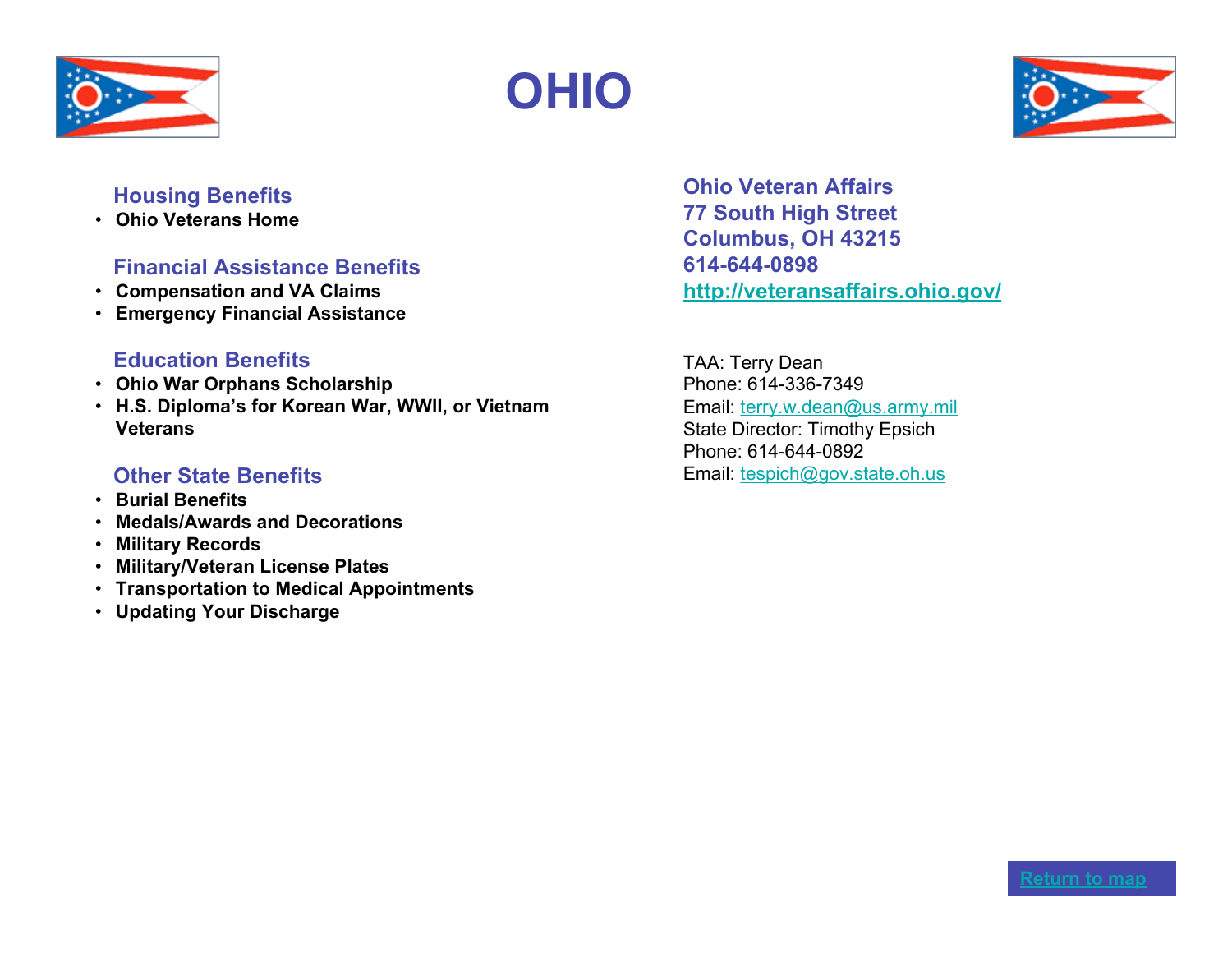# OHIO

## Housing Benefits

- **Ohio Veterans Home**

## Financial Assistance Benefits

- **Compensation and VA Claims**
- **Emergency Financial Assistance**

## Education Benefits

- **Ohio War Orphans Scholarship**
- **H.S. Diploma's for Korean War, WWII, or Vietnam Veterans**

## Other State Benefits

- **Burial Benefits**
- **Medals/Awards and Decorations**
- **Military Records**
- **Military/Veteran License Plates**
- **Transportation to Medical Appointments**
- **Updating Your Discharge**

**Ohio Veteran Affairs**
**77 South High Street**
**Columbus, OH 43215**
**614-644-0898**
**http://veteransaffairs.ohio.gov/**

TAA: Terry Dean
Phone: 614-336-7349
Email: terry.w.dean@us.army.mil
State Director: Timothy Epsich
Phone: 614-644-0892
Email: tespich@gov.state.oh.us

Return to map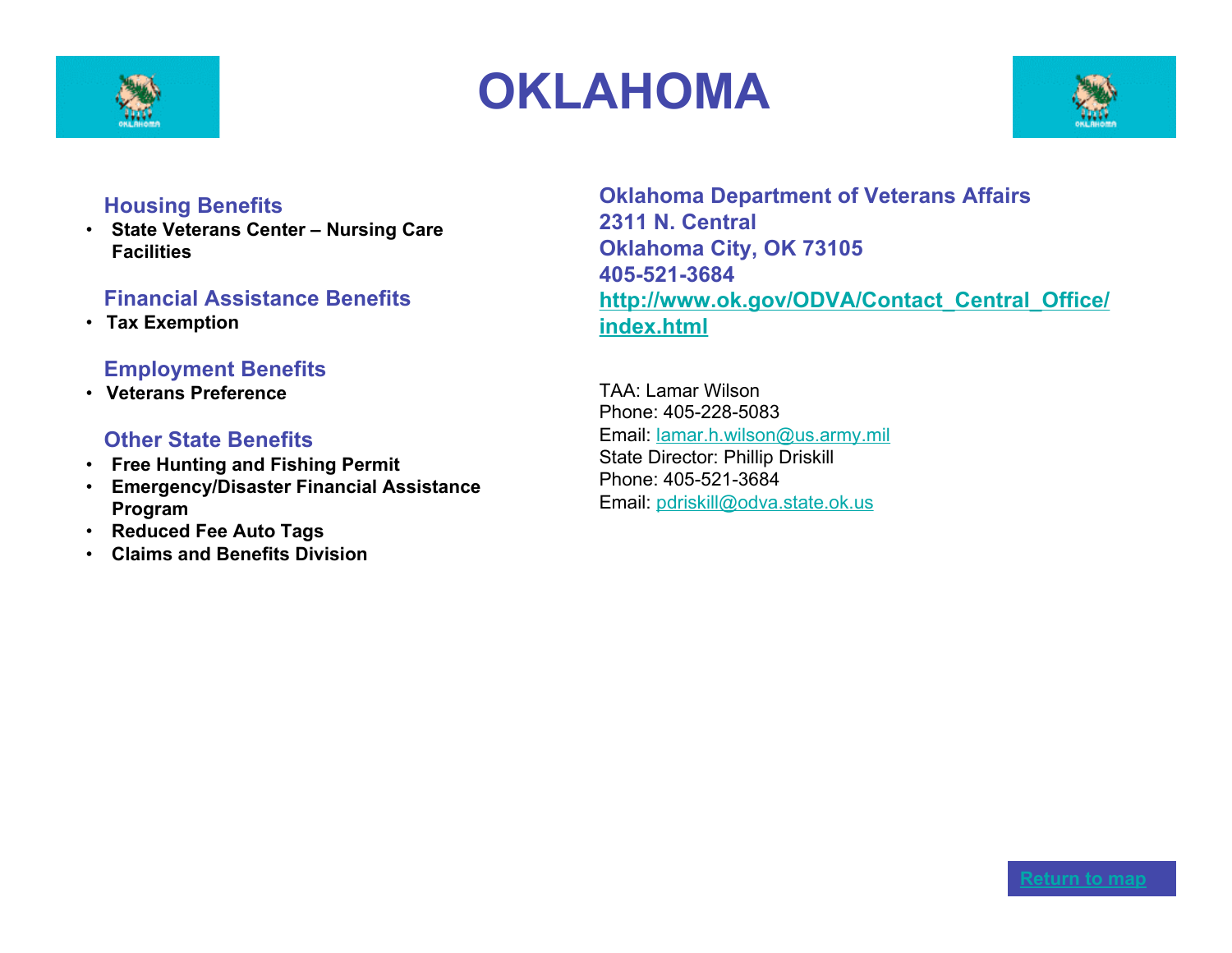# OKLAHOMA

### Housing Benefits

- **State Veterans Center – Nursing Care Facilities**

### Financial Assistance Benefits

- **Tax Exemption**

### Employment Benefits

- **Veterans Preference**

### Other State Benefits

- **Free Hunting and Fishing Permit**
- **Emergency/Disaster Financial Assistance Program**
- **Reduced Fee Auto Tags**
- **Claims and Benefits Division**

**Oklahoma Department of Veterans Affairs**
**2311 N. Central**
**Oklahoma City, OK 73105**
**405-521-3684**
**[http://www.ok.gov/ODVA/Contact_Central_Office/index.html](http://www.ok.gov/ODVA/Contact_Central_Office/index.html)**

TAA: Lamar Wilson
Phone: 405-228-5083
Email: lamar.h.wilson@us.army.mil
State Director: Phillip Driskill
Phone: 405-521-3684
Email: pdriskill@odva.state.ok.us

Return to map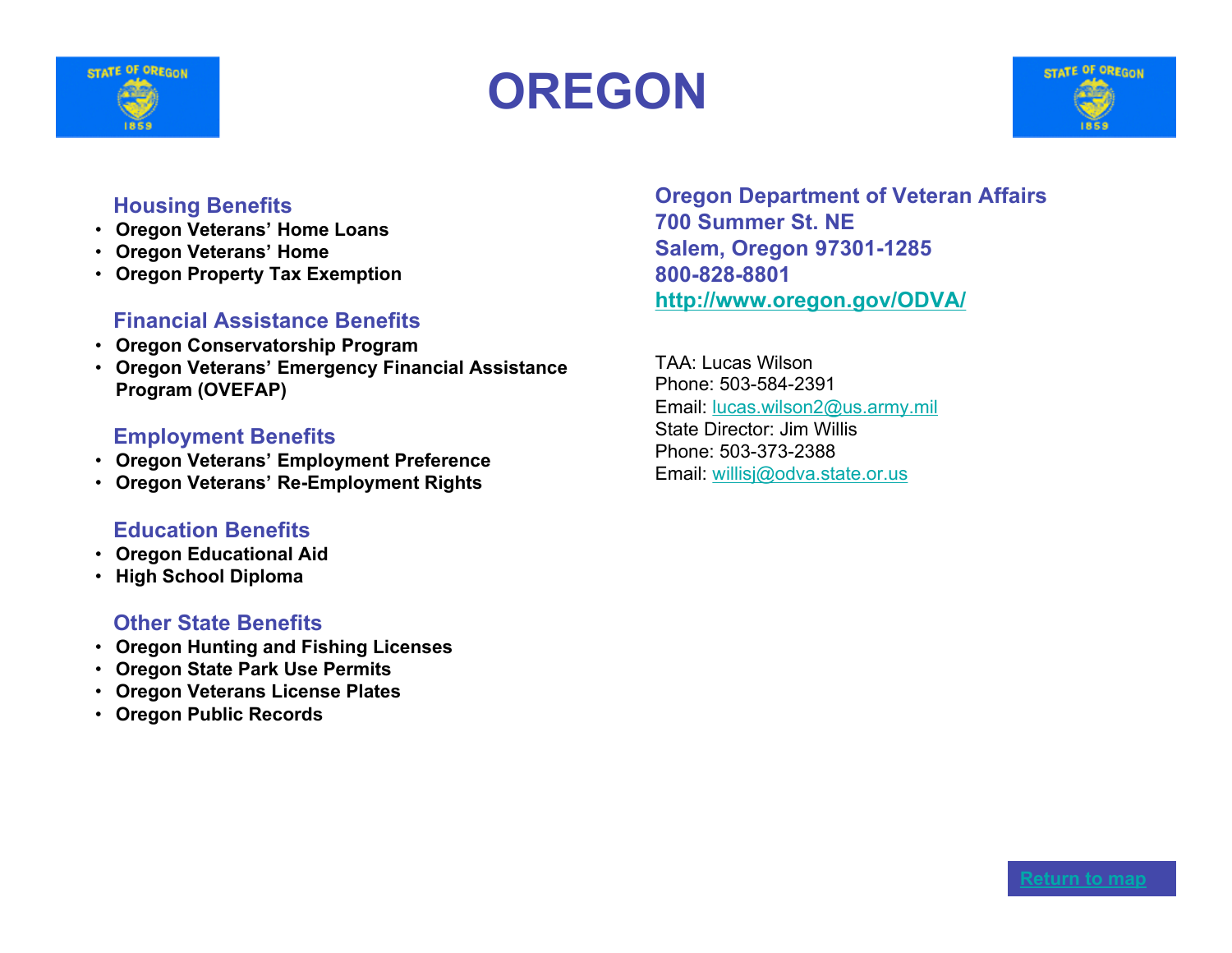# OREGON

## Housing Benefits

- **Oregon Veterans' Home Loans**
- **Oregon Veterans' Home**
- **Oregon Property Tax Exemption**

## Financial Assistance Benefits

- **Oregon Conservatorship Program**
- **Oregon Veterans' Emergency Financial Assistance Program (OVEFAP)**

## Employment Benefits

- **Oregon Veterans' Employment Preference**
- **Oregon Veterans' Re-Employment Rights**

## Education Benefits

- **Oregon Educational Aid**
- **High School Diploma**

## Other State Benefits

- **Oregon Hunting and Fishing Licenses**
- **Oregon State Park Use Permits**
- **Oregon Veterans License Plates**
- **Oregon Public Records**

**Oregon Department of Veteran Affairs**
**700 Summer St. NE**
**Salem, Oregon 97301-1285**
**800-828-8801**
**http://www.oregon.gov/ODVA/**

TAA: Lucas Wilson
Phone: 503-584-2391
Email: lucas.wilson2@us.army.mil
State Director: Jim Willis
Phone: 503-373-2388
Email: willisj@odva.state.or.us

Return to map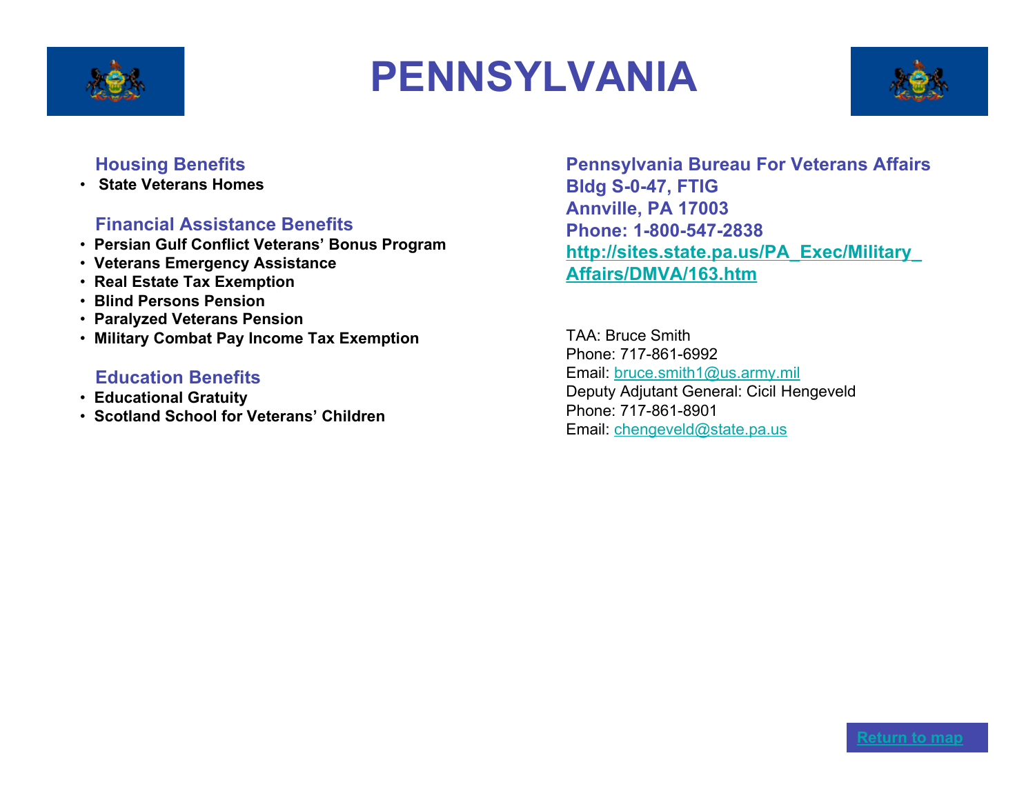# PENNSYLVANIA

### Housing Benefits

- **State Veterans Homes**

### Financial Assistance Benefits

- **Persian Gulf Conflict Veterans' Bonus Program**
- **Veterans Emergency Assistance**
- **Real Estate Tax Exemption**
- **Blind Persons Pension**
- **Paralyzed Veterans Pension**
- **Military Combat Pay Income Tax Exemption**

### Education Benefits

- **Educational Gratuity**
- **Scotland School for Veterans' Children**

**Pennsylvania Bureau For Veterans Affairs**
**Bldg S-0-47, FTIG**
**Annville, PA 17003**
**Phone: 1-800-547-2838**
**http://sites.state.pa.us/PA_Exec/Military_Affairs/DMVA/163.htm**

TAA: Bruce Smith
Phone: 717-861-6992
Email: bruce.smith1@us.army.mil
Deputy Adjutant General: Cicil Hengeveld
Phone: 717-861-8901
Email: chengeveld@state.pa.us

Return to map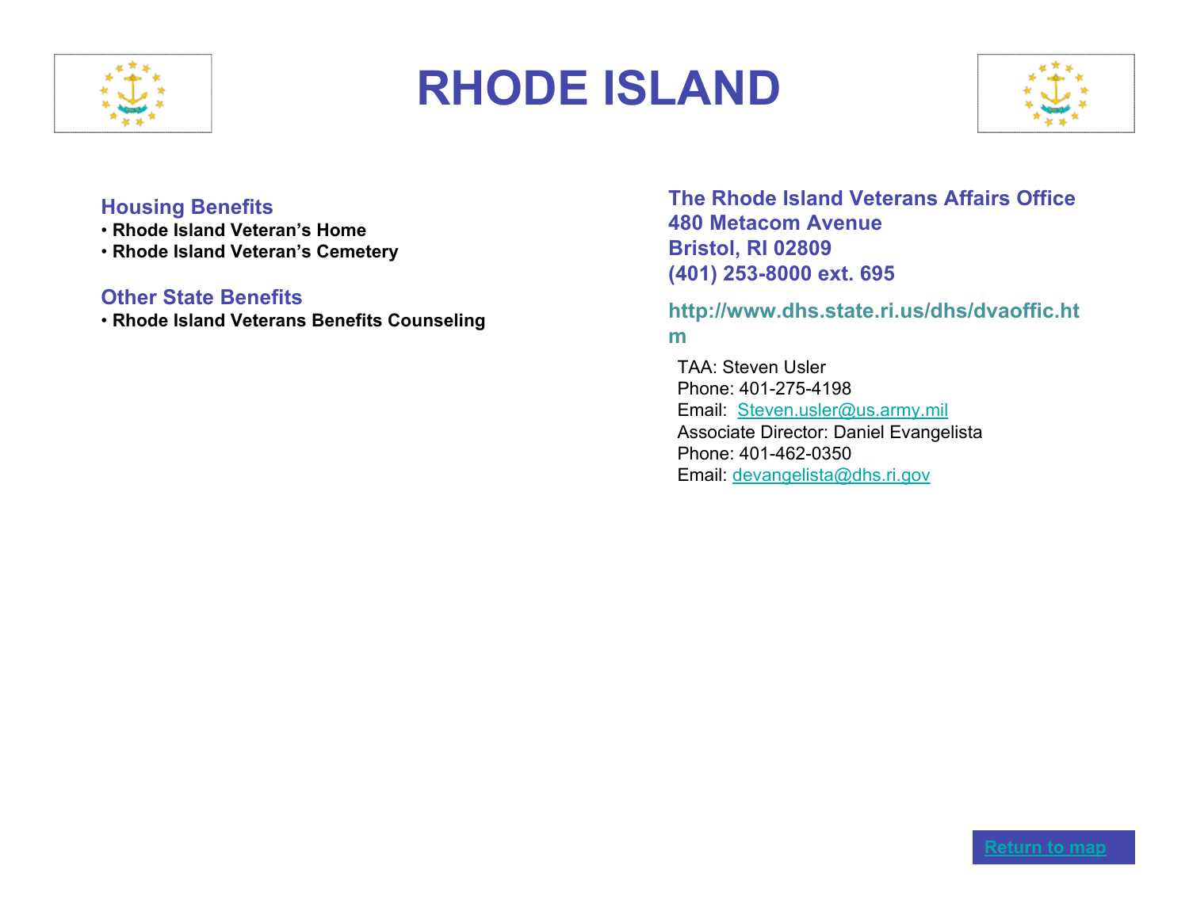# RHODE ISLAND

### Housing Benefits

- **Rhode Island Veteran's Home**
- **Rhode Island Veteran's Cemetery**

### Other State Benefits

- **Rhode Island Veterans Benefits Counseling**

**The Rhode Island Veterans Affairs Office**
**480 Metacom Avenue**
**Bristol, RI 02809**
**(401) 253-8000 ext. 695**

**http://www.dhs.state.ri.us/dhs/dvaoffic.htm**

TAA: Steven Usler
Phone: 401-275-4198
Email: Steven.usler@us.army.mil
Associate Director: Daniel Evangelista
Phone: 401-462-0350
Email: devangelista@dhs.ri.gov

Return to map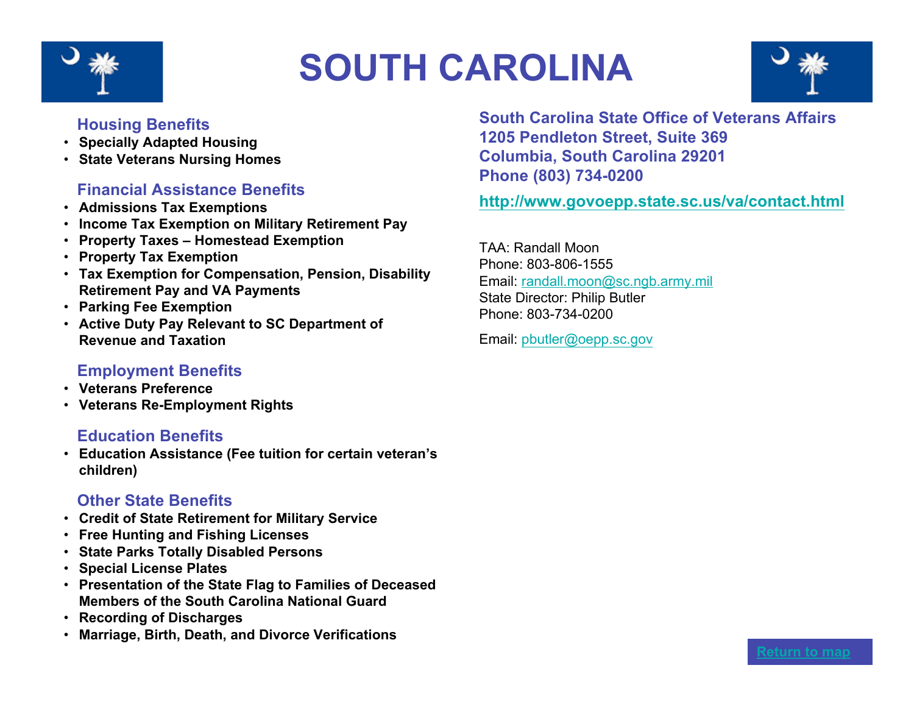# SOUTH CAROLINA

### Housing Benefits

- **Specially Adapted Housing**
- **State Veterans Nursing Homes**

### Financial Assistance Benefits

- **Admissions Tax Exemptions**
- **Income Tax Exemption on Military Retirement Pay**
- **Property Taxes – Homestead Exemption**
- **Property Tax Exemption**
- **Tax Exemption for Compensation, Pension, Disability Retirement Pay and VA Payments**
- **Parking Fee Exemption**
- **Active Duty Pay Relevant to SC Department of Revenue and Taxation**

### Employment Benefits

- **Veterans Preference**
- **Veterans Re-Employment Rights**

### Education Benefits

- **Education Assistance (Fee tuition for certain veteran's children)**

### Other State Benefits

- **Credit of State Retirement for Military Service**
- **Free Hunting and Fishing Licenses**
- **State Parks Totally Disabled Persons**
- **Special License Plates**
- **Presentation of the State Flag to Families of Deceased Members of the South Carolina National Guard**
- **Recording of Discharges**
- **Marriage, Birth, Death, and Divorce Verifications**

**South Carolina State Office of Veterans Affairs**
**1205 Pendleton Street, Suite 369**
**Columbia, South Carolina 29201**
**Phone (803) 734-0200**

**http://www.govoepp.state.sc.us/va/contact.html**

TAA: Randall Moon
Phone: 803-806-1555
Email: randall.moon@sc.ngb.army.mil
State Director: Philip Butler
Phone: 803-734-0200

Email: pbutler@oepp.sc.gov

Return to map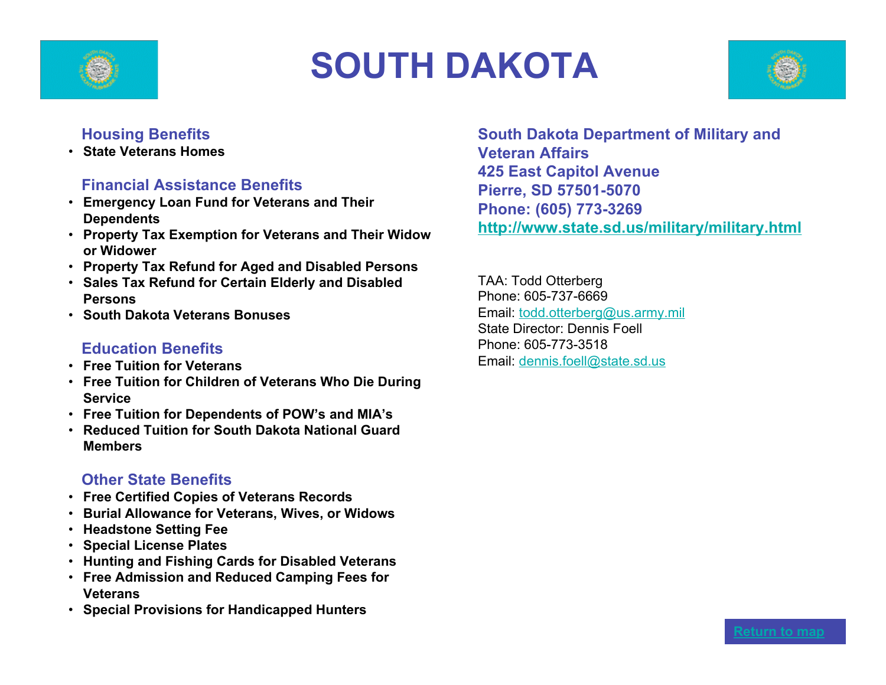# SOUTH DAKOTA

## Housing Benefits

- **State Veterans Homes**

## Financial Assistance Benefits

- **Emergency Loan Fund for Veterans and Their Dependents**
- **Property Tax Exemption for Veterans and Their Widow or Widower**
- **Property Tax Refund for Aged and Disabled Persons**
- **Sales Tax Refund for Certain Elderly and Disabled Persons**
- **South Dakota Veterans Bonuses**

## Education Benefits

- **Free Tuition for Veterans**
- **Free Tuition for Children of Veterans Who Die During Service**
- **Free Tuition for Dependents of POW's and MIA's**
- **Reduced Tuition for South Dakota National Guard Members**

## Other State Benefits

- **Free Certified Copies of Veterans Records**
- **Burial Allowance for Veterans, Wives, or Widows**
- **Headstone Setting Fee**
- **Special License Plates**
- **Hunting and Fishing Cards for Disabled Veterans**
- **Free Admission and Reduced Camping Fees for Veterans**
- **Special Provisions for Handicapped Hunters**

**South Dakota Department of Military and Veteran Affairs**
**425 East Capitol Avenue**
**Pierre, SD 57501-5070**
**Phone: (605) 773-3269**
**http://www.state.sd.us/military/military.html**

TAA: Todd Otterberg
Phone: 605-737-6669
Email: todd.otterberg@us.army.mil
State Director: Dennis Foell
Phone: 605-773-3518
Email: dennis.foell@state.sd.us

Return to map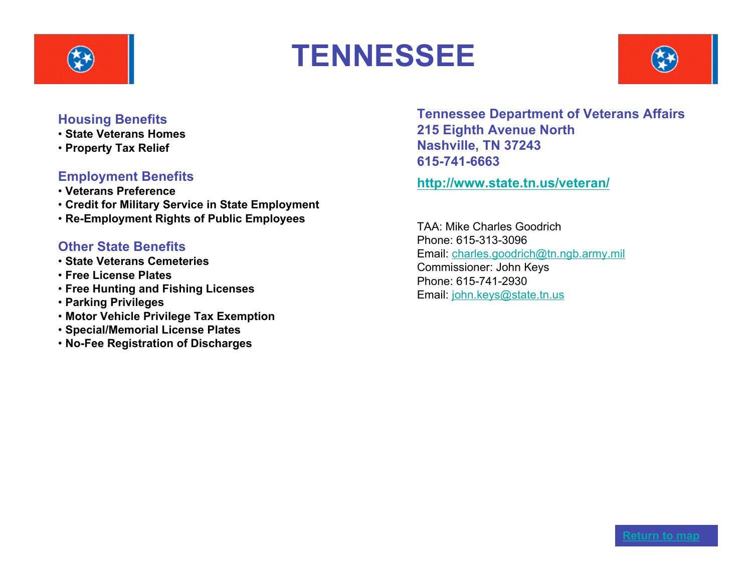# TENNESSEE

## Housing Benefits

- **State Veterans Homes**
- **Property Tax Relief**

## Employment Benefits

- **Veterans Preference**
- **Credit for Military Service in State Employment**
- **Re-Employment Rights of Public Employees**

## Other State Benefits

- **State Veterans Cemeteries**
- **Free License Plates**
- **Free Hunting and Fishing Licenses**
- **Parking Privileges**
- **Motor Vehicle Privilege Tax Exemption**
- **Special/Memorial License Plates**
- **No-Fee Registration of Discharges**

**Tennessee Department of Veterans Affairs**
**215 Eighth Avenue North**
**Nashville, TN 37243**
**615-741-6663**

**http://www.state.tn.us/veteran/**

TAA: Mike Charles Goodrich
Phone: 615-313-3096
Email: charles.goodrich@tn.ngb.army.mil
Commissioner: John Keys
Phone: 615-741-2930
Email: john.keys@state.tn.us

Return to map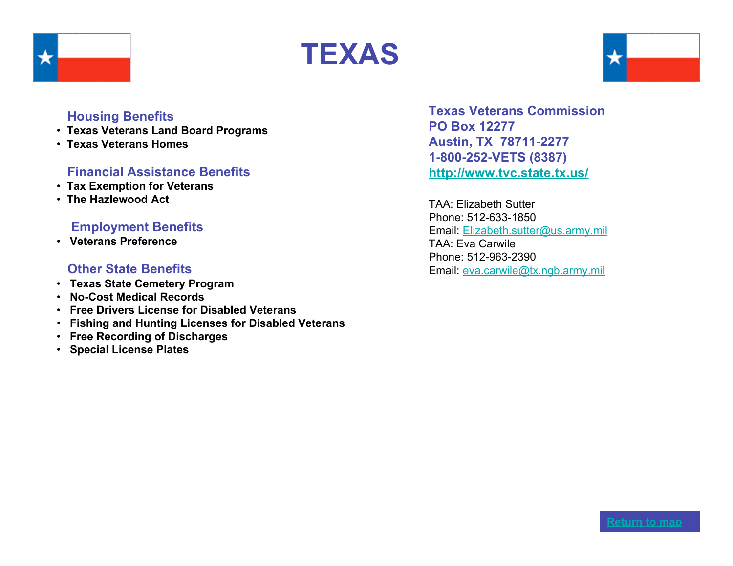# TEXAS

### Housing Benefits

- **Texas Veterans Land Board Programs**
- **Texas Veterans Homes**

### Financial Assistance Benefits

- **Tax Exemption for Veterans**
- **The Hazlewood Act**

### Employment Benefits

- **Veterans Preference**

### Other State Benefits

- **Texas State Cemetery Program**
- **No-Cost Medical Records**
- **Free Drivers License for Disabled Veterans**
- **Fishing and Hunting Licenses for Disabled Veterans**
- **Free Recording of Discharges**
- **Special License Plates**

**Texas Veterans Commission**
**PO Box 12277**
**Austin, TX 78711-2277**
**1-800-252-VETS (8387)**
**http://www.tvc.state.tx.us/**

TAA: Elizabeth Sutter
Phone: 512-633-1850
Email: Elizabeth.sutter@us.army.mil
TAA: Eva Carwile
Phone: 512-963-2390
Email: eva.carwile@tx.ngb.army.mil

Return to map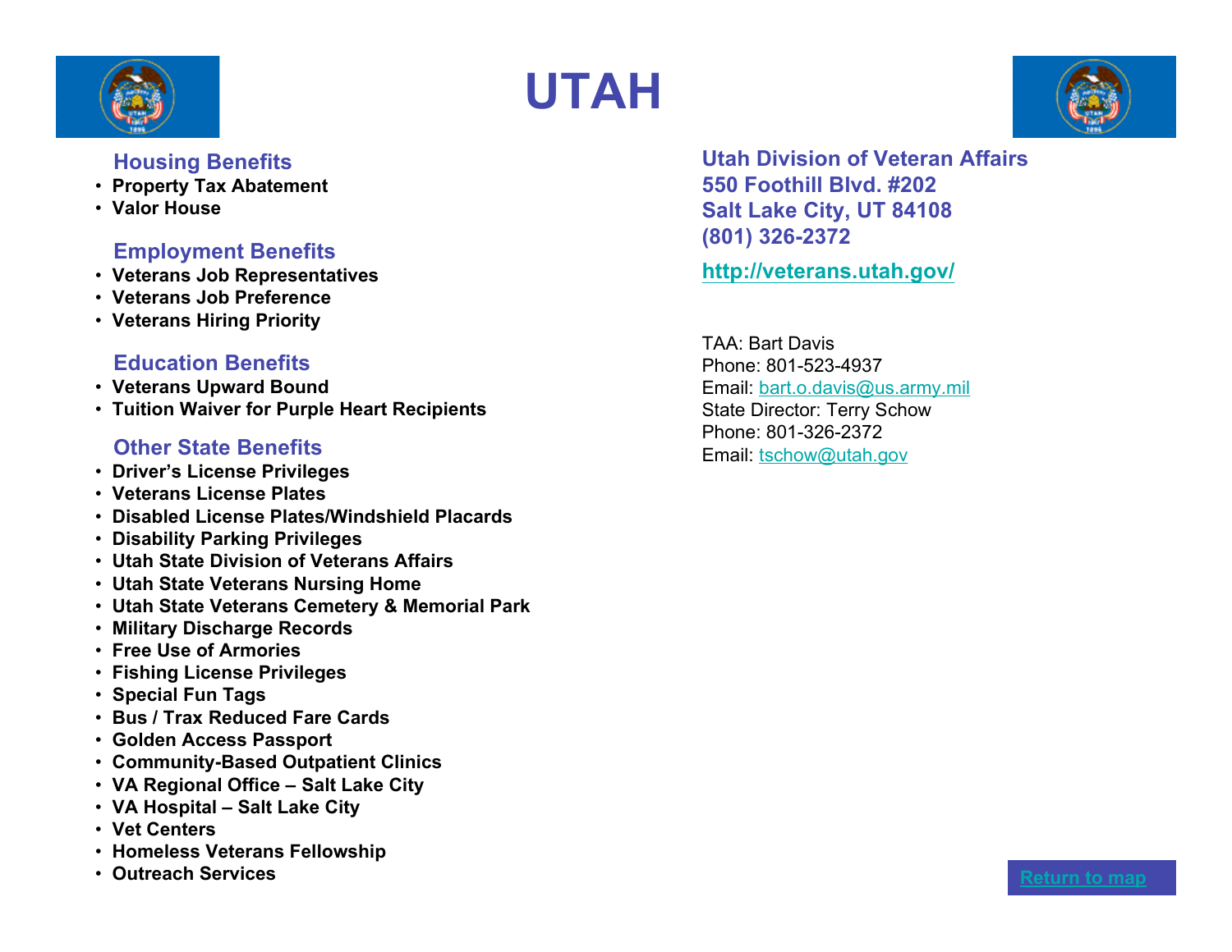# UTAH

## Housing Benefits

- Property Tax Abatement
- Valor House

## Employment Benefits

- Veterans Job Representatives
- Veterans Job Preference
- Veterans Hiring Priority

## Education Benefits

- Veterans Upward Bound
- Tuition Waiver for Purple Heart Recipients

## Other State Benefits

- Driver's License Privileges
- Veterans License Plates
- Disabled License Plates/Windshield Placards
- Disability Parking Privileges
- Utah State Division of Veterans Affairs
- Utah State Veterans Nursing Home
- Utah State Veterans Cemetery & Memorial Park
- Military Discharge Records
- Free Use of Armories
- Fishing License Privileges
- Special Fun Tags
- Bus / Trax Reduced Fare Cards
- Golden Access Passport
- Community-Based Outpatient Clinics
- VA Regional Office – Salt Lake City
- VA Hospital – Salt Lake City
- Vet Centers
- Homeless Veterans Fellowship
- Outreach Services

**Utah Division of Veteran Affairs**
**550 Foothill Blvd. #202**
**Salt Lake City, UT 84108**
**(801) 326-2372**

**http://veterans.utah.gov/**

TAA: Bart Davis
Phone: 801-523-4937
Email: bart.o.davis@us.army.mil
State Director: Terry Schow
Phone: 801-326-2372
Email: tschow@utah.gov

Return to map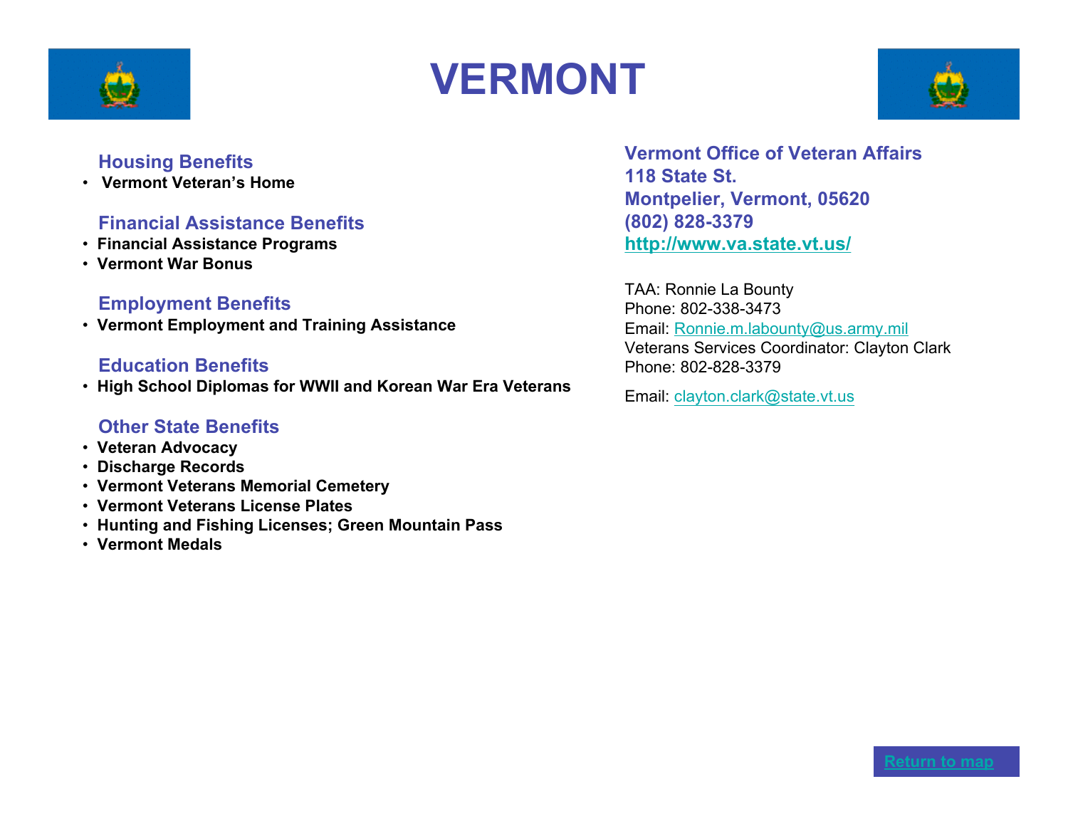# VERMONT

### Housing Benefits

- **Vermont Veteran's Home**

### Financial Assistance Benefits

- **Financial Assistance Programs**
- **Vermont War Bonus**

### Employment Benefits

- **Vermont Employment and Training Assistance**

### Education Benefits

- **High School Diplomas for WWII and Korean War Era Veterans**

### Other State Benefits

- **Veteran Advocacy**
- **Discharge Records**
- **Vermont Veterans Memorial Cemetery**
- **Vermont Veterans License Plates**
- **Hunting and Fishing Licenses; Green Mountain Pass**
- **Vermont Medals**

**Vermont Office of Veteran Affairs**
**118 State St.**
**Montpelier, Vermont, 05620**
**(802) 828-3379**
**http://www.va.state.vt.us/**

TAA: Ronnie La Bounty
Phone: 802-338-3473
Email: Ronnie.m.labounty@us.army.mil
Veterans Services Coordinator: Clayton Clark
Phone: 802-828-3379

Email: clayton.clark@state.vt.us

Return to map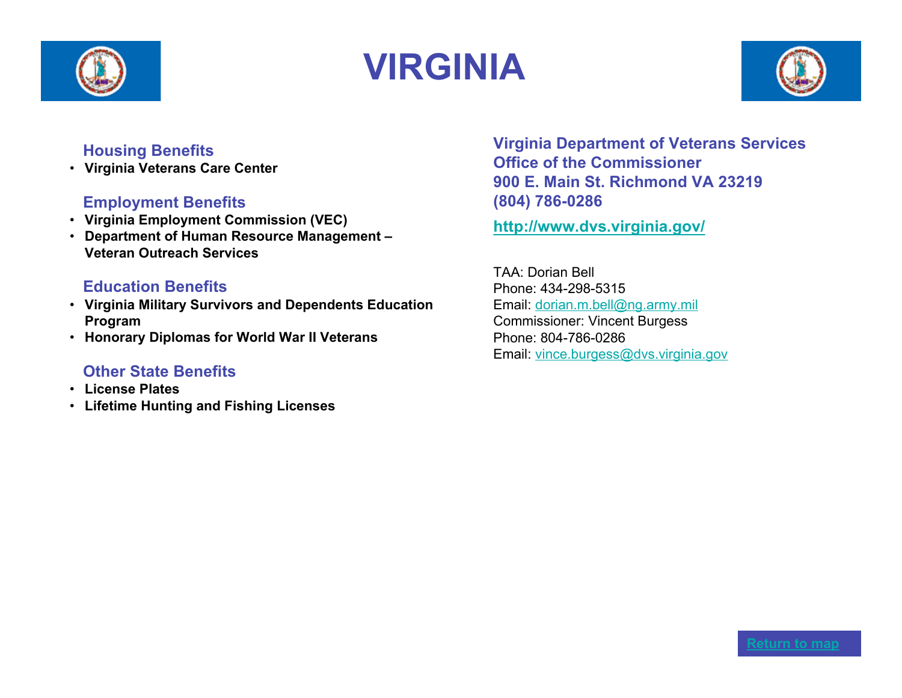# VIRGINIA

### Housing Benefits

- **Virginia Veterans Care Center**

### Employment Benefits

- **Virginia Employment Commission (VEC)**
- **Department of Human Resource Management – Veteran Outreach Services**

### Education Benefits

- **Virginia Military Survivors and Dependents Education Program**
- **Honorary Diplomas for World War II Veterans**

### Other State Benefits

- **License Plates**
- **Lifetime Hunting and Fishing Licenses**

**Virginia Department of Veterans Services**
**Office of the Commissioner**
**900 E. Main St. Richmond VA 23219**
**(804) 786-0286**

**http://www.dvs.virginia.gov/**

TAA: Dorian Bell
Phone: 434-298-5315
Email: dorian.m.bell@ng.army.mil
Commissioner: Vincent Burgess
Phone: 804-786-0286
Email: vince.burgess@dvs.virginia.gov

Return to map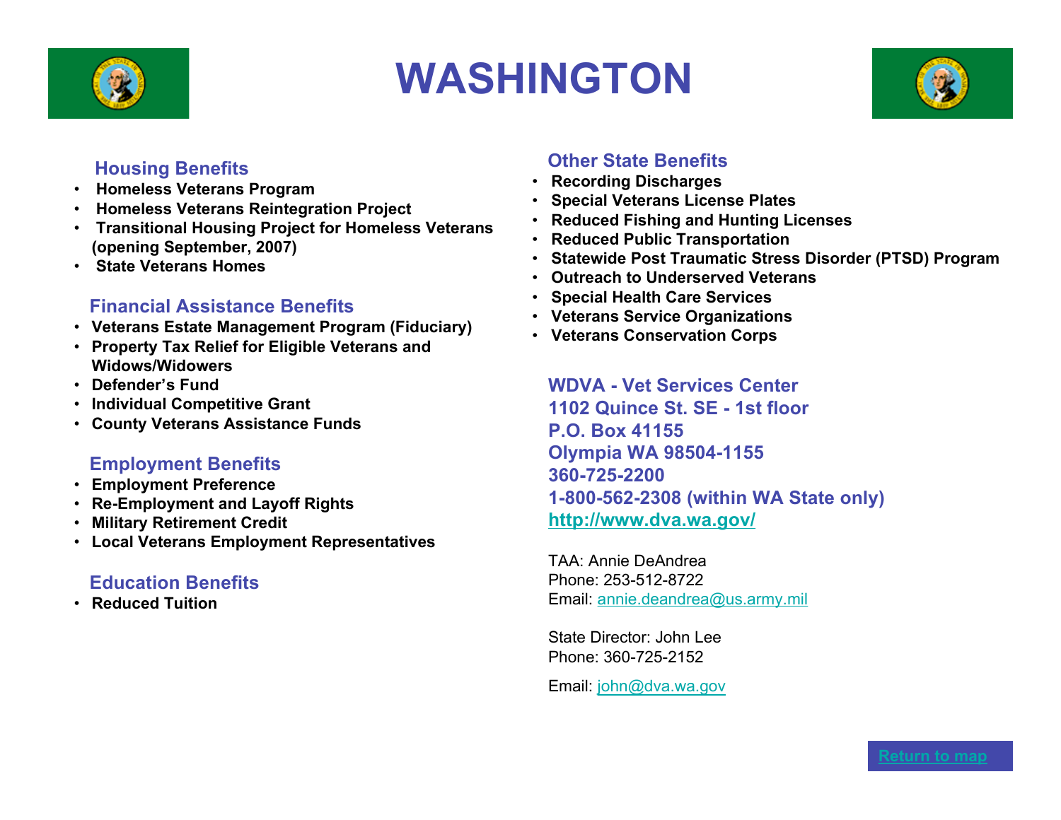# WASHINGTON

## Housing Benefits

- Homeless Veterans Program
- Homeless Veterans Reintegration Project
- Transitional Housing Project for Homeless Veterans (opening September, 2007)
- State Veterans Homes

## Financial Assistance Benefits

- Veterans Estate Management Program (Fiduciary)
- Property Tax Relief for Eligible Veterans and Widows/Widowers
- Defender's Fund
- Individual Competitive Grant
- County Veterans Assistance Funds

## Employment Benefits

- Employment Preference
- Re-Employment and Layoff Rights
- Military Retirement Credit
- Local Veterans Employment Representatives

## Education Benefits

- Reduced Tuition

## Other State Benefits

- Recording Discharges
- Special Veterans License Plates
- Reduced Fishing and Hunting Licenses
- Reduced Public Transportation
- Statewide Post Traumatic Stress Disorder (PTSD) Program
- Outreach to Underserved Veterans
- Special Health Care Services
- Veterans Service Organizations
- Veterans Conservation Corps

**WDVA - Vet Services Center**
**1102 Quince St. SE - 1st floor**
**P.O. Box 41155**
**Olympia WA 98504-1155**
**360-725-2200**
**1-800-562-2308 (within WA State only)**
**http://www.dva.wa.gov/**

TAA: Annie DeAndrea
Phone: 253-512-8722
Email: annie.deandrea@us.army.mil

State Director: John Lee
Phone: 360-725-2152
Email: john@dva.wa.gov

Return to map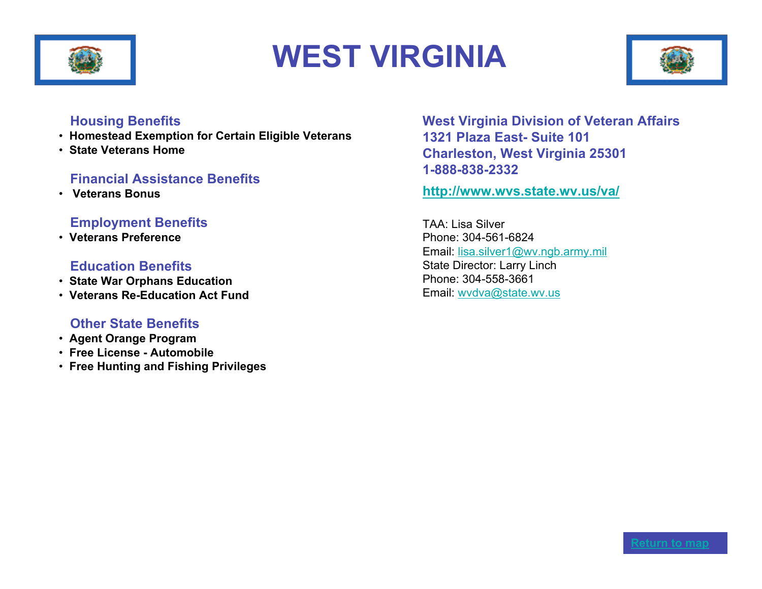# WEST VIRGINIA

### Housing Benefits

- **Homestead Exemption for Certain Eligible Veterans**
- **State Veterans Home**

### Financial Assistance Benefits

- **Veterans Bonus**

### Employment Benefits

- **Veterans Preference**

### Education Benefits

- **State War Orphans Education**
- **Veterans Re-Education Act Fund**

### Other State Benefits

- **Agent Orange Program**
- **Free License - Automobile**
- **Free Hunting and Fishing Privileges**

**West Virginia Division of Veteran Affairs**
**1321 Plaza East- Suite 101**
**Charleston, West Virginia 25301**
**1-888-838-2332**

**http://www.wvs.state.wv.us/va/**

TAA: Lisa Silver
Phone: 304-561-6824
Email: lisa.silver1@wv.ngb.army.mil
State Director: Larry Linch
Phone: 304-558-3661
Email: wvdva@state.wv.us

Return to map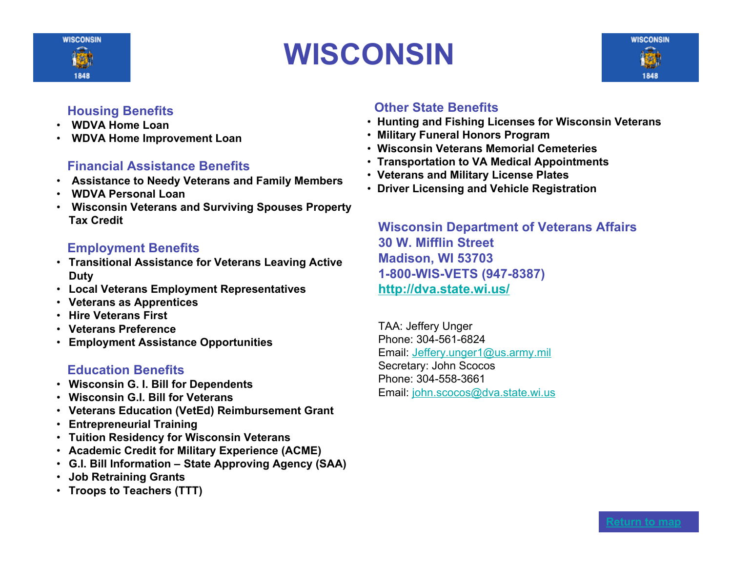# WISCONSIN

## Housing Benefits

- WDVA Home Loan
- WDVA Home Improvement Loan

## Financial Assistance Benefits

- Assistance to Needy Veterans and Family Members
- WDVA Personal Loan
- Wisconsin Veterans and Surviving Spouses Property Tax Credit

## Employment Benefits

- Transitional Assistance for Veterans Leaving Active Duty
- Local Veterans Employment Representatives
- Veterans as Apprentices
- Hire Veterans First
- Veterans Preference
- Employment Assistance Opportunities

## Education Benefits

- Wisconsin G. I. Bill for Dependents
- Wisconsin G.I. Bill for Veterans
- Veterans Education (VetEd) Reimbursement Grant
- Entrepreneurial Training
- Tuition Residency for Wisconsin Veterans
- Academic Credit for Military Experience (ACME)
- G.I. Bill Information – State Approving Agency (SAA)
- Job Retraining Grants
- Troops to Teachers (TTT)

## Other State Benefits

- Hunting and Fishing Licenses for Wisconsin Veterans
- Military Funeral Honors Program
- Wisconsin Veterans Memorial Cemeteries
- Transportation to VA Medical Appointments
- Veterans and Military License Plates
- Driver Licensing and Vehicle Registration

**Wisconsin Department of Veterans Affairs**
**30 W. Mifflin Street**
**Madison, WI 53703**
**1-800-WIS-VETS (947-8387)**
**http://dva.state.wi.us/**

TAA: Jeffery Unger
Phone: 304-561-6824
Email: Jeffery.unger1@us.army.mil
Secretary: John Scocos
Phone: 304-558-3661
Email: john.scocos@dva.state.wi.us

Return to map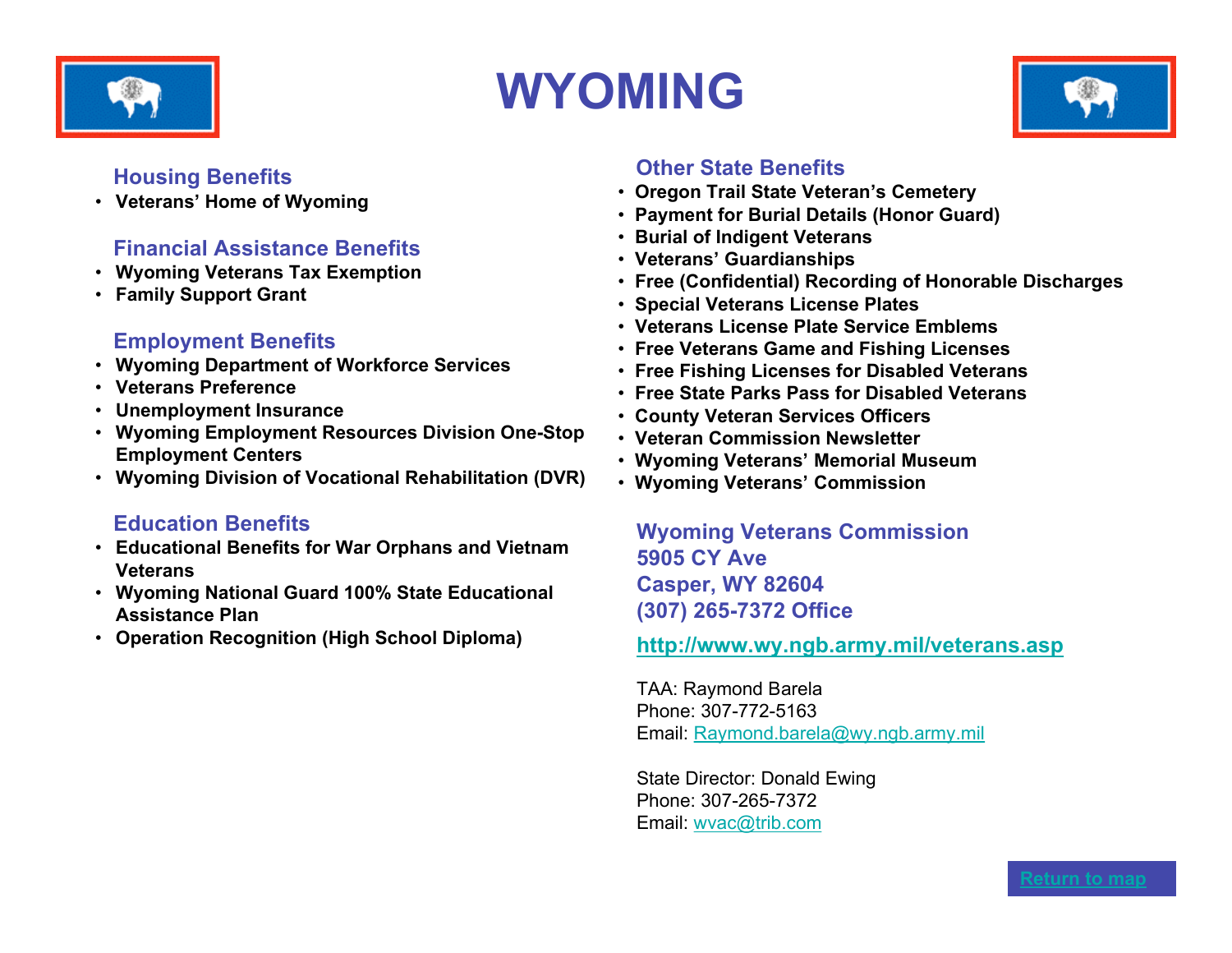# WYOMING

## Housing Benefits

- Veterans' Home of Wyoming

## Financial Assistance Benefits

- Wyoming Veterans Tax Exemption
- Family Support Grant

## Employment Benefits

- Wyoming Department of Workforce Services
- Veterans Preference
- Unemployment Insurance
- Wyoming Employment Resources Division One-Stop Employment Centers
- Wyoming Division of Vocational Rehabilitation (DVR)

## Education Benefits

- Educational Benefits for War Orphans and Vietnam Veterans
- Wyoming National Guard 100% State Educational Assistance Plan
- Operation Recognition (High School Diploma)

## Other State Benefits

- Oregon Trail State Veteran's Cemetery
- Payment for Burial Details (Honor Guard)
- Burial of Indigent Veterans
- Veterans' Guardianships
- Free (Confidential) Recording of Honorable Discharges
- Special Veterans License Plates
- Veterans License Plate Service Emblems
- Free Veterans Game and Fishing Licenses
- Free Fishing Licenses for Disabled Veterans
- Free State Parks Pass for Disabled Veterans
- County Veteran Services Officers
- Veteran Commission Newsletter
- Wyoming Veterans' Memorial Museum
- Wyoming Veterans' Commission

**Wyoming Veterans Commission**
**5905 CY Ave**
**Casper, WY 82604**
**(307) 265-7372 Office**

**http://www.wy.ngb.army.mil/veterans.asp**

TAA: Raymond Barela
Phone: 307-772-5163
Email: Raymond.barela@wy.ngb.army.mil

State Director: Donald Ewing
Phone: 307-265-7372
Email: wvac@trib.com

Return to map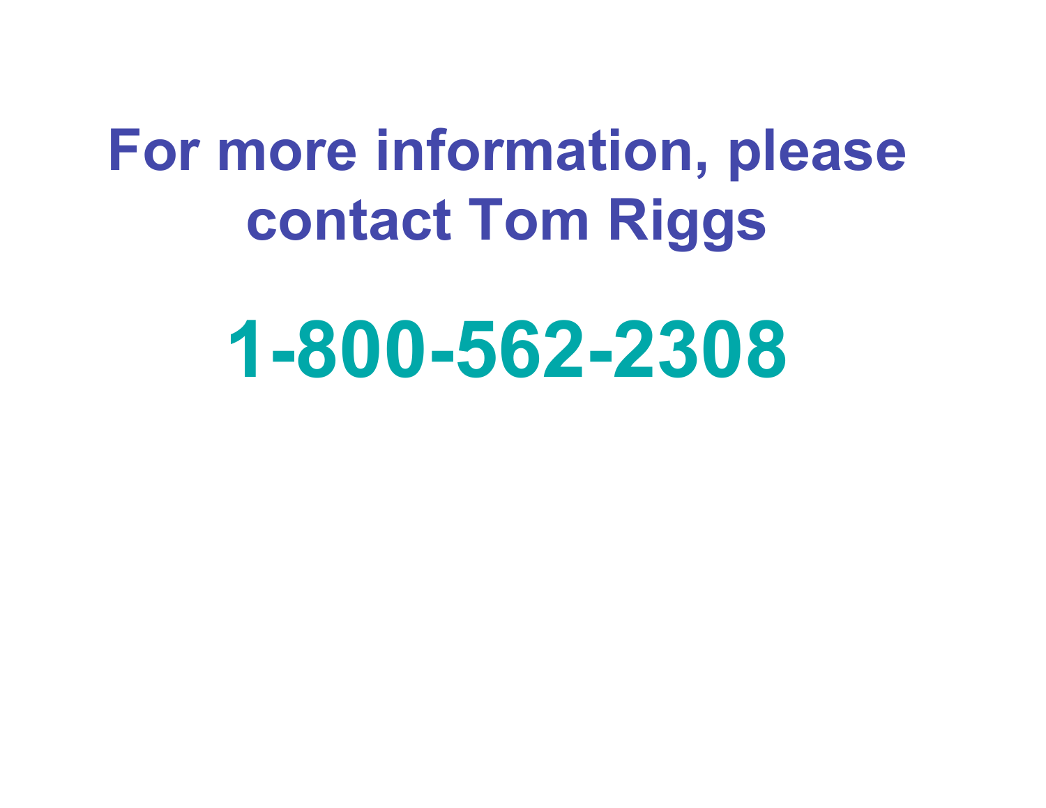# For more information, please contact Tom Riggs

# 1-800-562-2308